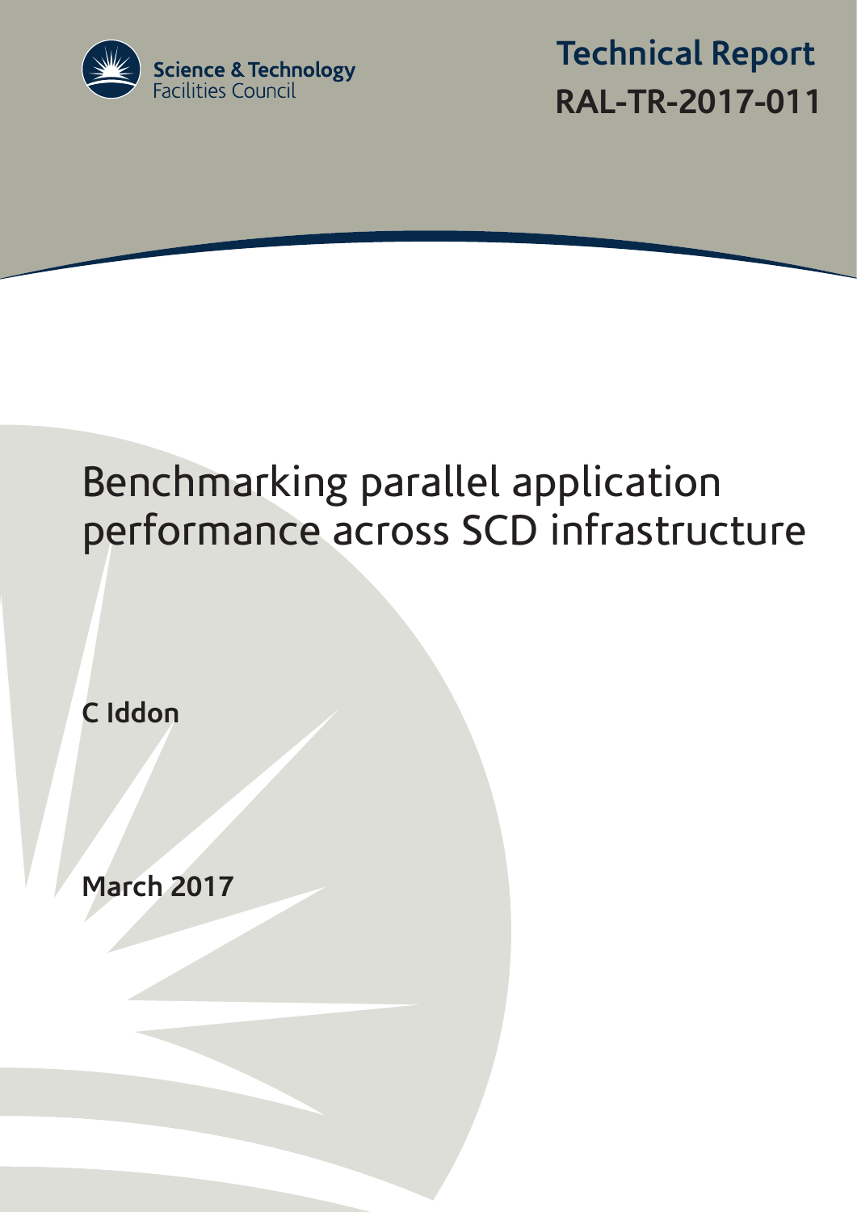Science & Technology Facilities Council

**Technical Report**
**RAL-TR-2017-011**

# Benchmarking parallel application performance across SCD infrastructure

**C Iddon**

**March 2017**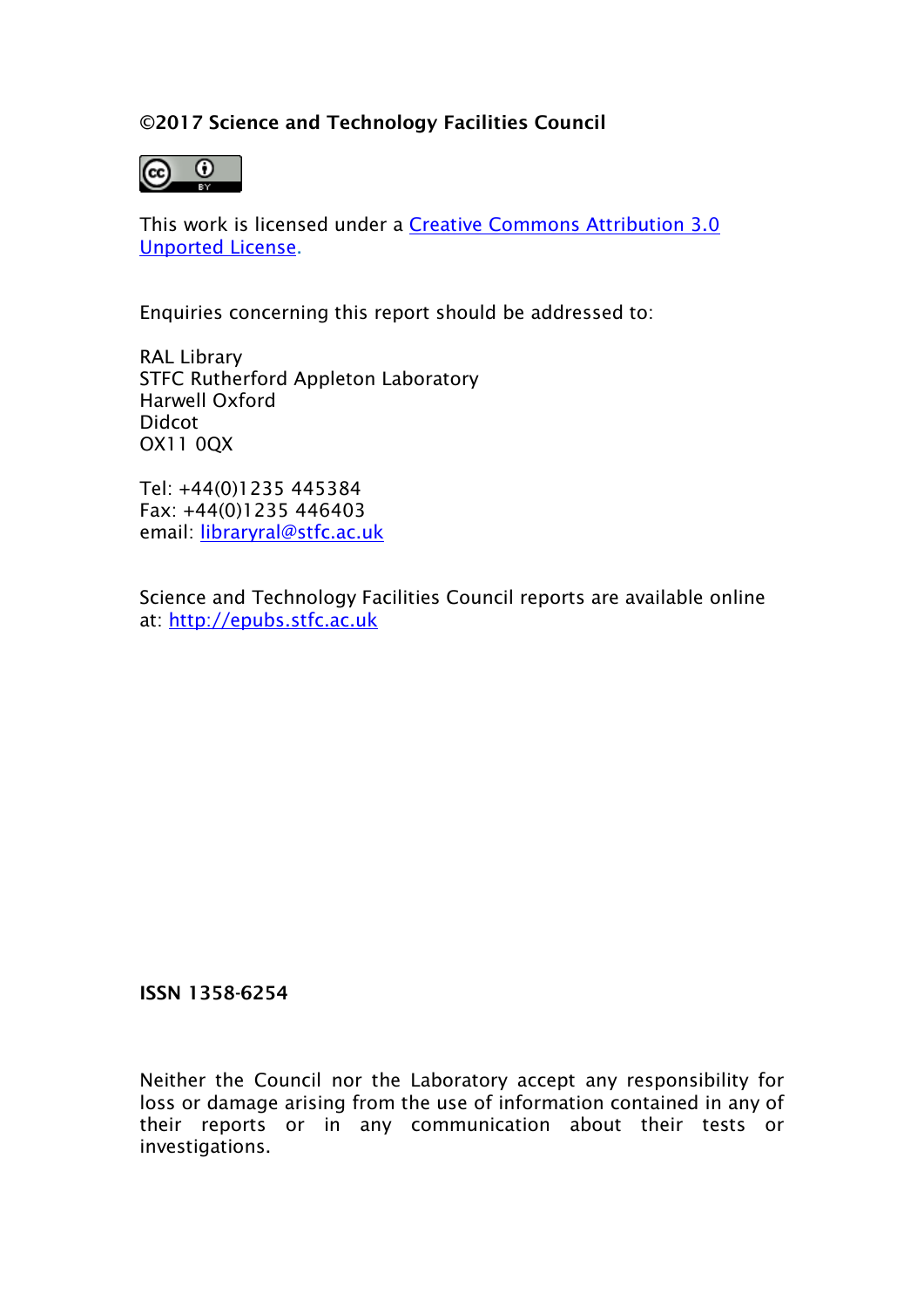**©2017 Science and Technology Facilities Council**

This work is licensed under a [Creative Commons Attribution 3.0 Unported License](http://creativecommons.org/licenses/by/3.0/).

Enquiries concerning this report should be addressed to:

RAL Library
STFC Rutherford Appleton Laboratory
Harwell Oxford
Didcot
OX11 0QX

Tel: +44(0)1235 445384
Fax: +44(0)1235 446403
email: [libraryral@stfc.ac.uk](mailto:libraryral@stfc.ac.uk)

Science and Technology Facilities Council reports are available online at: [http://epubs.stfc.ac.uk](http://epubs.stfc.ac.uk)

**ISSN 1358-6254**

Neither the Council nor the Laboratory accept any responsibility for loss or damage arising from the use of information contained in any of their reports or in any communication about their tests or investigations.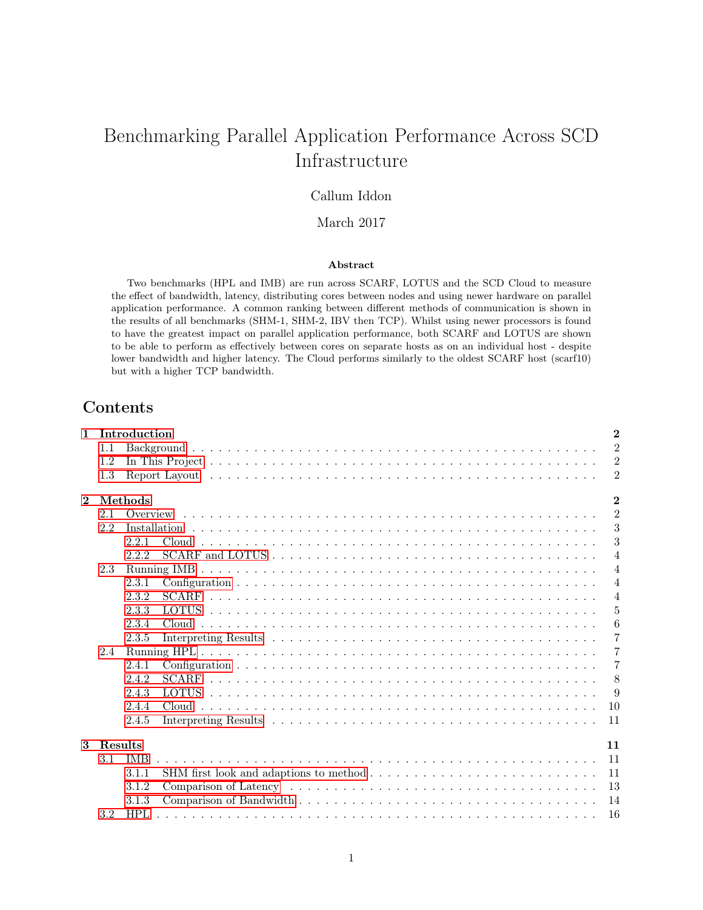# Benchmarking Parallel Application Performance Across SCD Infrastructure

Callum Iddon

March 2017

**Abstract**

Two benchmarks (HPL and IMB) are run across SCARF, LOTUS and the SCD Cloud to measure the effect of bandwidth, latency, distributing cores between nodes and using newer hardware on parallel application performance. A common ranking between different methods of communication is shown in the results of all benchmarks (SHM-1, SHM-2, IBV then TCP). Whilst using newer processors is found to have the greatest impact on parallel application performance, both SCARF and LOTUS are shown to be able to perform as effectively between cores on separate hosts as on an individual host - despite lower bandwidth and higher latency. The Cloud performs similarly to the oldest SCARF host (scarf10) but with a higher TCP bandwidth.

## Contents

- **1 Introduction** — 2
  - 1.1 Background — 2
  - 1.2 In This Project — 2
  - 1.3 Report Layout — 2
- **2 Methods** — 2
  - 2.1 Overview — 2
  - 2.2 Installation — 3
    - 2.2.1 Cloud — 3
    - 2.2.2 SCARF and LOTUS — 4
  - 2.3 Running IMB — 4
    - 2.3.1 Configuration — 4
    - 2.3.2 SCARF — 4
    - 2.3.3 LOTUS — 5
    - 2.3.4 Cloud — 6
    - 2.3.5 Interpreting Results — 7
  - 2.4 Running HPL — 7
    - 2.4.1 Configuration — 7
    - 2.4.2 SCARF — 8
    - 2.4.3 LOTUS — 9
    - 2.4.4 Cloud — 10
    - 2.4.5 Interpreting Results — 11
- **3 Results** — 11
  - 3.1 IMB — 11
    - 3.1.1 SHM first look and adaptions to method — 11
    - 3.1.2 Comparison of Latency — 13
    - 3.1.3 Comparison of Bandwidth — 14
  - 3.2 HPL — 16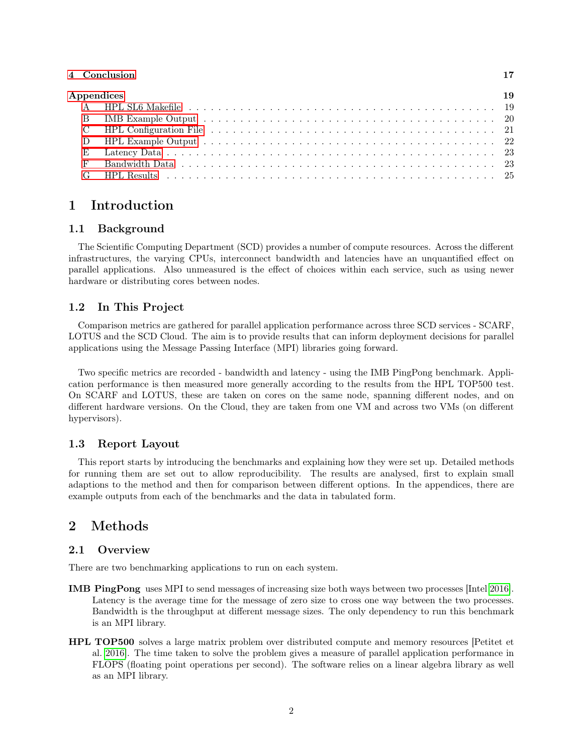4 Conclusion 17

Appendices 19

- A HPL SL6 Makefile . . . . . . . . . . 19
- B IMB Example Output . . . . . . . . . . 20
- C HPL Configuration File . . . . . . . . . . 21
- D HPL Example Output . . . . . . . . . . 22
- E Latency Data . . . . . . . . . . 23
- F Bandwidth Data . . . . . . . . . . 23
- G HPL Results . . . . . . . . . . 25

# 1 Introduction

## 1.1 Background

The Scientific Computing Department (SCD) provides a number of compute resources. Across the different infrastructures, the varying CPUs, interconnect bandwidth and latencies have an unquantified effect on parallel applications. Also unmeasured is the effect of choices within each service, such as using newer hardware or distributing cores between nodes.

## 1.2 In This Project

Comparison metrics are gathered for parallel application performance across three SCD services - SCARF, LOTUS and the SCD Cloud. The aim is to provide results that can inform deployment decisions for parallel applications using the Message Passing Interface (MPI) libraries going forward.

Two specific metrics are recorded - bandwidth and latency - using the IMB PingPong benchmark. Application performance is then measured more generally according to the results from the HPL TOP500 test. On SCARF and LOTUS, these are taken on cores on the same node, spanning different nodes, and on different hardware versions. On the Cloud, they are taken from one VM and across two VMs (on different hypervisors).

## 1.3 Report Layout

This report starts by introducing the benchmarks and explaining how they were set up. Detailed methods for running them are set out to allow reproducibility. The results are analysed, first to explain small adaptions to the method and then for comparison between different options. In the appendices, there are example outputs from each of the benchmarks and the data in tabulated form.

# 2 Methods

## 2.1 Overview

There are two benchmarking applications to run on each system.

**IMB PingPong** uses MPI to send messages of increasing size both ways between two processes [Intel 2016]. Latency is the average time for the message of zero size to cross one way between the two processes. Bandwidth is the throughput at different message sizes. The only dependency to run this benchmark is an MPI library.

**HPL TOP500** solves a large matrix problem over distributed compute and memory resources [Petitet et al. 2016]. The time taken to solve the problem gives a measure of parallel application performance in FLOPS (floating point operations per second). The software relies on a linear algebra library as well as an MPI library.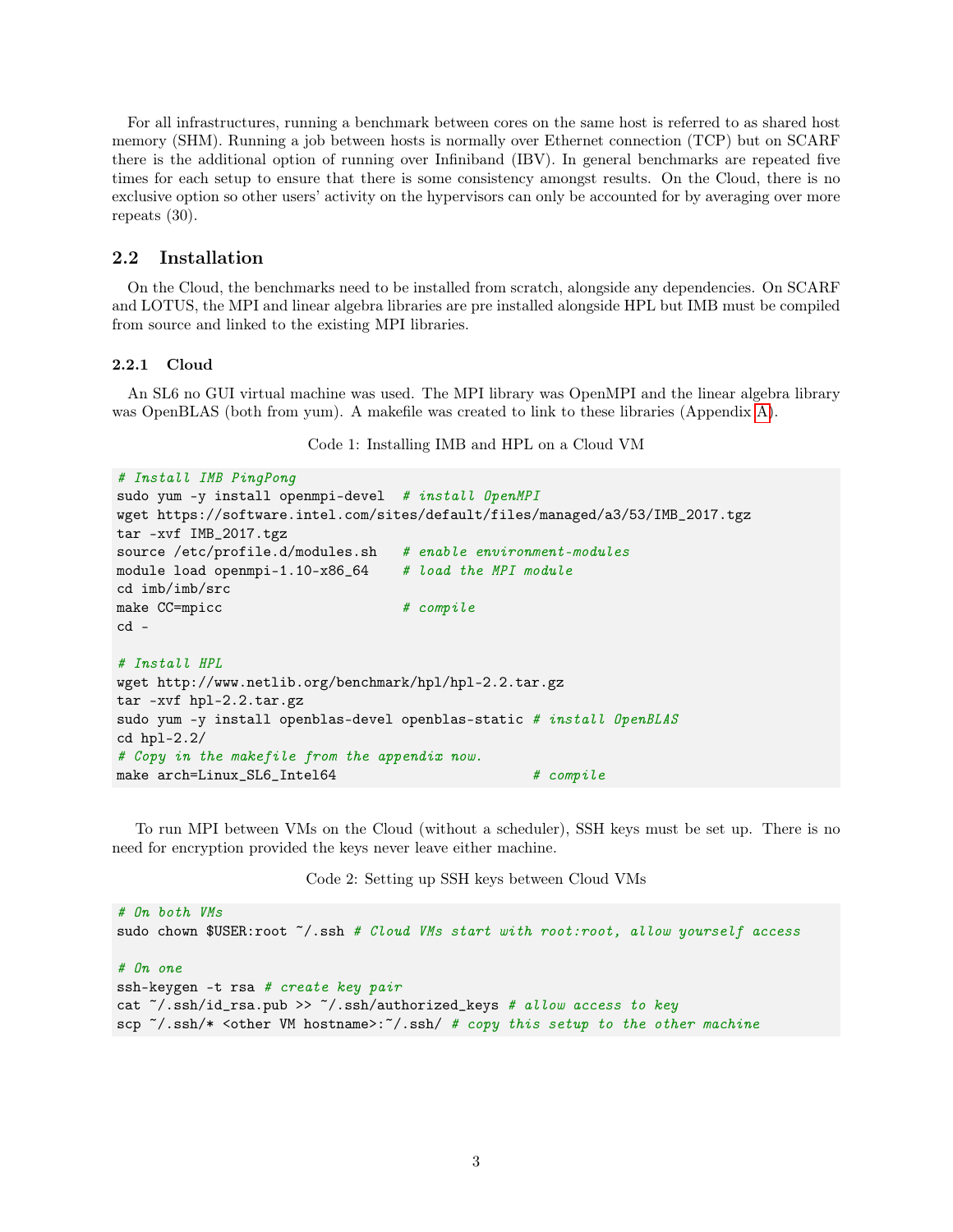For all infrastructures, running a benchmark between cores on the same host is referred to as shared host memory (SHM). Running a job between hosts is normally over Ethernet connection (TCP) but on SCARF there is the additional option of running over Infiniband (IBV). In general benchmarks are repeated five times for each setup to ensure that there is some consistency amongst results. On the Cloud, there is no exclusive option so other users' activity on the hypervisors can only be accounted for by averaging over more repeats (30).

## 2.2 Installation

On the Cloud, the benchmarks need to be installed from scratch, alongside any dependencies. On SCARF and LOTUS, the MPI and linear algebra libraries are pre installed alongside HPL but IMB must be compiled from source and linked to the existing MPI libraries.

### 2.2.1 Cloud

An SL6 no GUI virtual machine was used. The MPI library was OpenMPI and the linear algebra library was OpenBLAS (both from yum). A makefile was created to link to these libraries (Appendix A).

Code 1: Installing IMB and HPL on a Cloud VM

```
# Install IMB PingPong
sudo yum -y install openmpi-devel  # install OpenMPI
wget https://software.intel.com/sites/default/files/managed/a3/53/IMB_2017.tgz
tar -xvf IMB_2017.tgz
source /etc/profile.d/modules.sh   # enable environment-modules
module load openmpi-1.10-x86_64    # load the MPI module
cd imb/imb/src
make CC=mpicc                      # compile
cd -

# Install HPL
wget http://www.netlib.org/benchmark/hpl/hpl-2.2.tar.gz
tar -xvf hpl-2.2.tar.gz
sudo yum -y install openblas-devel openblas-static # install OpenBLAS
cd hpl-2.2/
# Copy in the makefile from the appendix now.
make arch=Linux_SL6_Intel64                        # compile
```

To run MPI between VMs on the Cloud (without a scheduler), SSH keys must be set up. There is no need for encryption provided the keys never leave either machine.

Code 2: Setting up SSH keys between Cloud VMs

```
# On both VMs
sudo chown $USER:root ~/.ssh # Cloud VMs start with root:root, allow yourself access

# On one
ssh-keygen -t rsa # create key pair
cat ~/.ssh/id_rsa.pub >> ~/.ssh/authorized_keys # allow access to key
scp ~/.ssh/* <other VM hostname>:~/.ssh/ # copy this setup to the other machine
```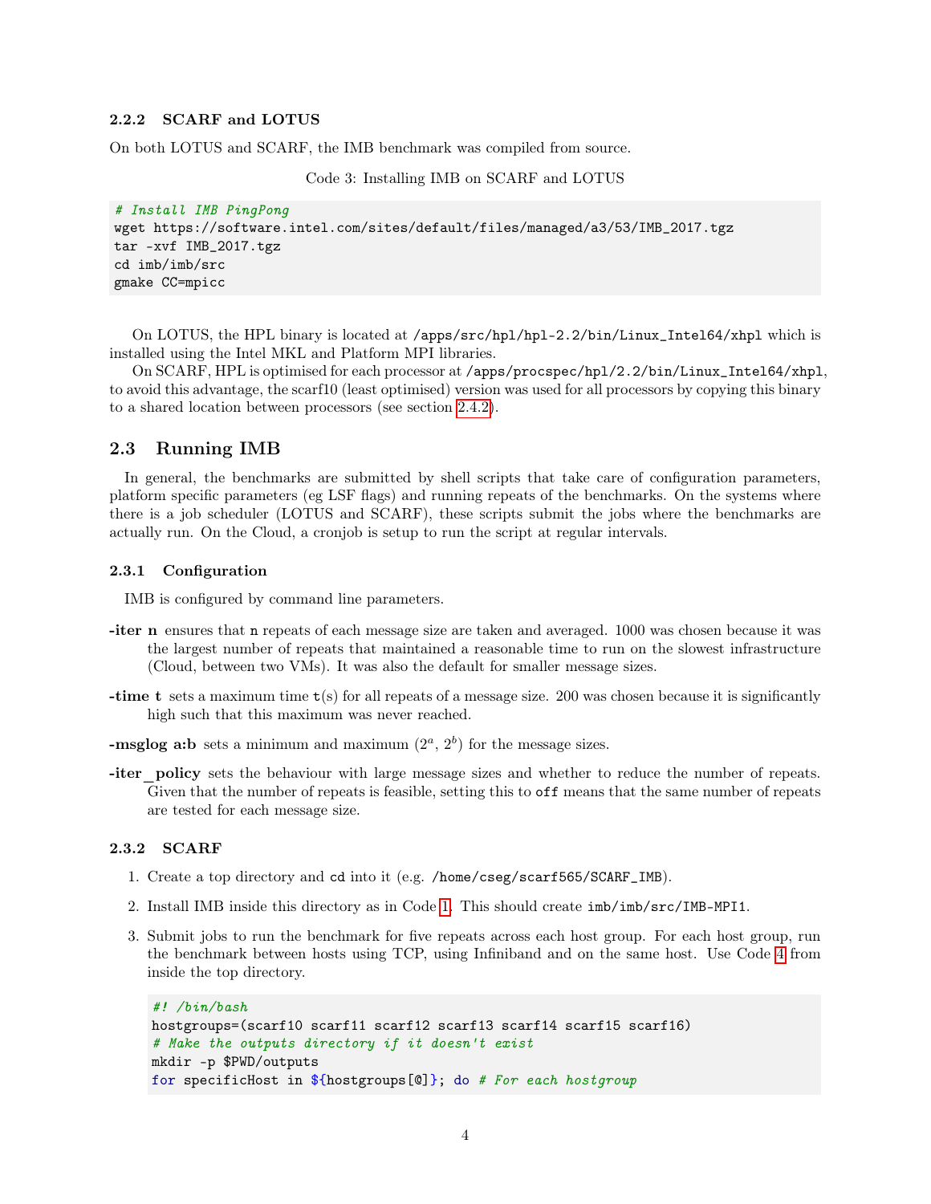### 2.2.2 SCARF and LOTUS

On both LOTUS and SCARF, the IMB benchmark was compiled from source.

Code 3: Installing IMB on SCARF and LOTUS

```
# Install IMB PingPong
wget https://software.intel.com/sites/default/files/managed/a3/53/IMB_2017.tgz
tar -xvf IMB_2017.tgz
cd imb/imb/src
gmake CC=mpicc
```

On LOTUS, the HPL binary is located at `/apps/src/hpl/hpl-2.2/bin/Linux_Intel64/xhpl` which is installed using the Intel MKL and Platform MPI libraries.

On SCARF, HPL is optimised for each processor at `/apps/procspec/hpl/2.2/bin/Linux_Intel64/xhpl`, to avoid this advantage, the scarf10 (least optimised) version was used for all processors by copying this binary to a shared location between processors (see section 2.4.2).

## 2.3 Running IMB

In general, the benchmarks are submitted by shell scripts that take care of configuration parameters, platform specific parameters (eg LSF flags) and running repeats of the benchmarks. On the systems where there is a job scheduler (LOTUS and SCARF), these scripts submit the jobs where the benchmarks are actually run. On the Cloud, a cronjob is setup to run the script at regular intervals.

### 2.3.1 Configuration

IMB is configured by command line parameters.

**-iter n** ensures that `n` repeats of each message size are taken and averaged. 1000 was chosen because it was the largest number of repeats that maintained a reasonable time to run on the slowest infrastructure (Cloud, between two VMs). It was also the default for smaller message sizes.

**-time t** sets a maximum time `t`(s) for all repeats of a message size. 200 was chosen because it is significantly high such that this maximum was never reached.

**-msglog a:b** sets a minimum and maximum ($2^a$, $2^b$) for the message sizes.

**-iter_policy** sets the behaviour with large message sizes and whether to reduce the number of repeats. Given that the number of repeats is feasible, setting this to `off` means that the same number of repeats are tested for each message size.

### 2.3.2 SCARF

1. Create a top directory and `cd` into it (e.g. `/home/cseg/scarf565/SCARF_IMB`).
2. Install IMB inside this directory as in Code 1. This should create `imb/imb/src/IMB-MPI1`.
3. Submit jobs to run the benchmark for five repeats across each host group. For each host group, run the benchmark between hosts using TCP, using Infiniband and on the same host. Use Code 4 from inside the top directory.

```
#! /bin/bash
hostgroups=(scarf10 scarf11 scarf12 scarf13 scarf14 scarf15 scarf16)
# Make the outputs directory if it doesn't exist
mkdir -p $PWD/outputs
for specificHost in ${hostgroups[@]}; do # For each hostgroup
```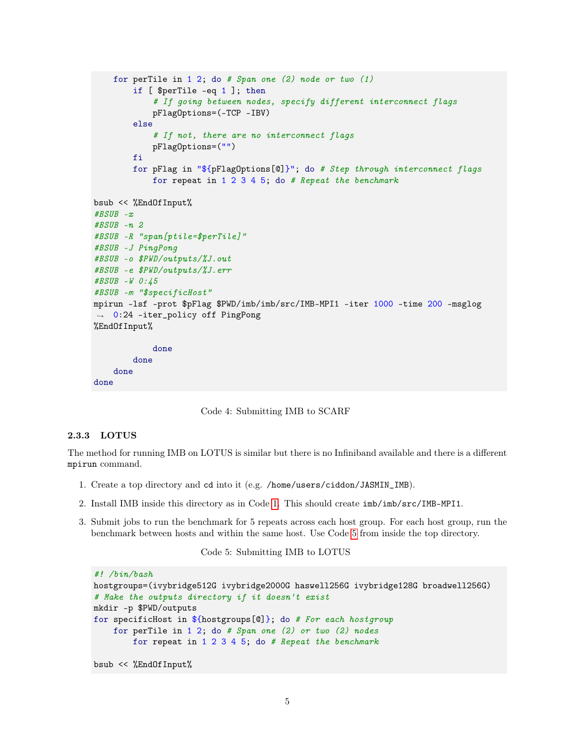```
    for perTile in 1 2; do # Span one (2) node or two (1)
        if [ $perTile -eq 1 ]; then
            # If going between nodes, specify different interconnect flags
            pFlagOptions=(-TCP -IBV)
        else
            # If not, there are no interconnect flags
            pFlagOptions=("")
        fi
        for pFlag in "${pFlagOptions[@]}"; do # Step through interconnect flags
            for repeat in 1 2 3 4 5; do # Repeat the benchmark

bsub << %EndOfInput%
#BSUB -x
#BSUB -n 2
#BSUB -R "span[ptile=$perTile]"
#BSUB -J PingPong
#BSUB -o $PWD/outputs/%J.out
#BSUB -e $PWD/outputs/%J.err
#BSUB -W 0:45
#BSUB -m "$specificHost"
mpirun -lsf -prot $pFlag $PWD/imb/imb/src/IMB-MPI1 -iter 1000 -time 200 -msglog
 ↪ 0:24 -iter_policy off PingPong
%EndOfInput%

            done
        done
    done
done
```

Code 4: Submitting IMB to SCARF

### 2.3.3 LOTUS

The method for running IMB on LOTUS is similar but there is no Infiniband available and there is a different `mpirun` command.

1. Create a top directory and `cd` into it (e.g. `/home/users/ciddon/JASMIN_IMB`).
2. Install IMB inside this directory as in Code 1. This should create `imb/imb/src/IMB-MPI1`.
3. Submit jobs to run the benchmark for 5 repeats across each host group. For each host group, run the benchmark between hosts and within the same host. Use Code 5 from inside the top directory.

Code 5: Submitting IMB to LOTUS

```
#! /bin/bash
hostgroups=(ivybridge512G ivybridge2000G haswell256G ivybridge128G broadwell256G)
# Make the outputs directory if it doesn't exist
mkdir -p $PWD/outputs
for specificHost in ${hostgroups[@]}; do # For each hostgroup
    for perTile in 1 2; do # Span one (2) or two (2) nodes
        for repeat in 1 2 3 4 5; do # Repeat the benchmark

bsub << %EndOfInput%
```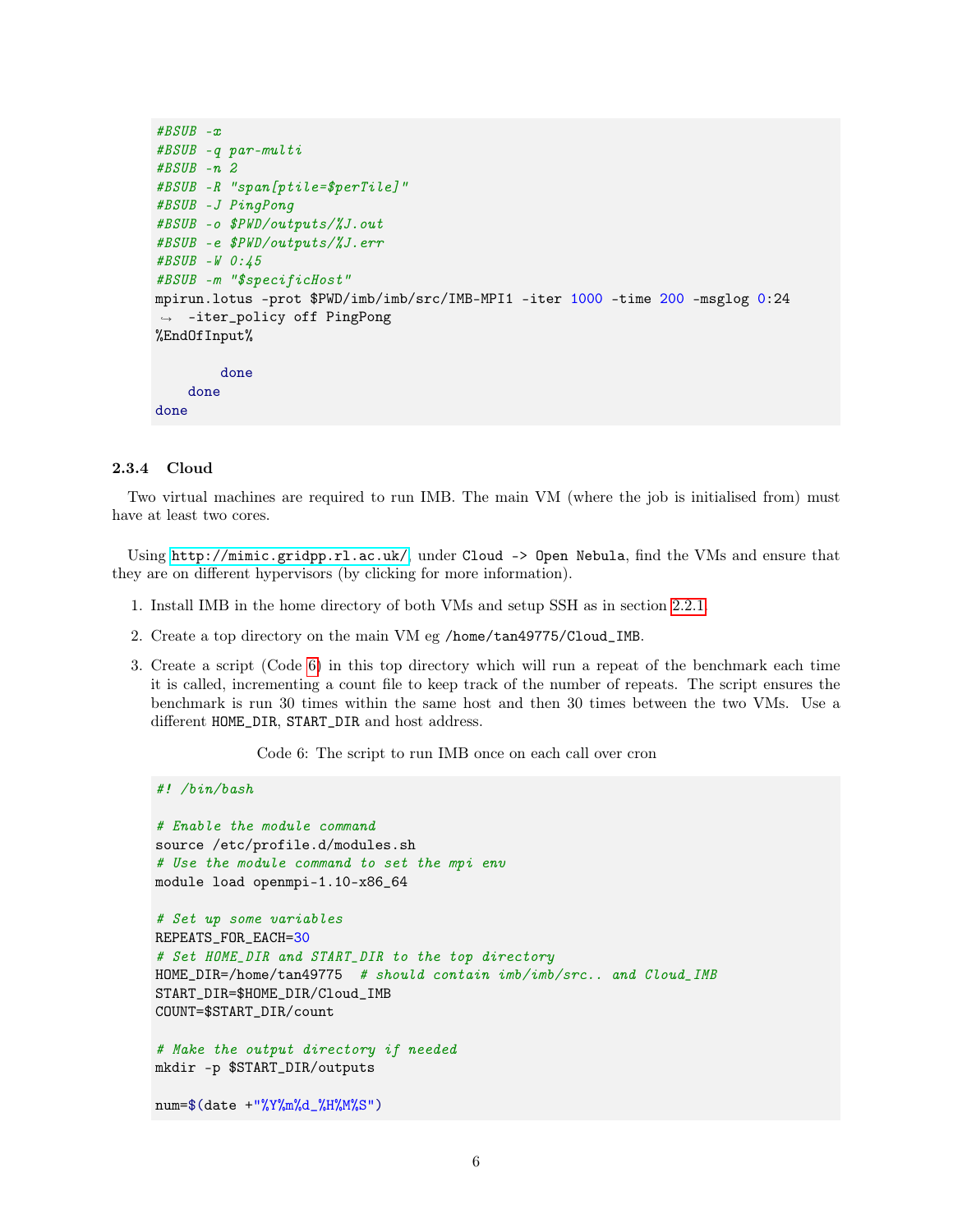```
#BSUB -x
#BSUB -q par-multi
#BSUB -n 2
#BSUB -R "span[ptile=$perTile]"
#BSUB -J PingPong
#BSUB -o $PWD/outputs/%J.out
#BSUB -e $PWD/outputs/%J.err
#BSUB -W 0:45
#BSUB -m "$specificHost"
mpirun.lotus -prot $PWD/imb/imb/src/IMB-MPI1 -iter 1000 -time 200 -msglog 0:24
 →  -iter_policy off PingPong
%EndOfInput%

        done
    done
done
```

### 2.3.4 Cloud

Two virtual machines are required to run IMB. The main VM (where the job is initialised from) must have at least two cores.

Using http://mimic.gridpp.rl.ac.uk/, under `Cloud -> Open Nebula`, find the VMs and ensure that they are on different hypervisors (by clicking for more information).

1. Install IMB in the home directory of both VMs and setup SSH as in section 2.2.1.
2. Create a top directory on the main VM eg `/home/tan49775/Cloud_IMB`.
3. Create a script (Code 6) in this top directory which will run a repeat of the benchmark each time it is called, incrementing a count file to keep track of the number of repeats. The script ensures the benchmark is run 30 times within the same host and then 30 times between the two VMs. Use a different `HOME_DIR`, `START_DIR` and host address.

Code 6: The script to run IMB once on each call over cron

```
#! /bin/bash

# Enable the module command
source /etc/profile.d/modules.sh
# Use the module command to set the mpi env
module load openmpi-1.10-x86_64

# Set up some variables
REPEATS_FOR_EACH=30
# Set HOME_DIR and START_DIR to the top directory
HOME_DIR=/home/tan49775  # should contain imb/imb/src.. and Cloud_IMB
START_DIR=$HOME_DIR/Cloud_IMB
COUNT=$START_DIR/count

# Make the output directory if needed
mkdir -p $START_DIR/outputs

num=$(date +"%Y%m%d_%H%M%S")
```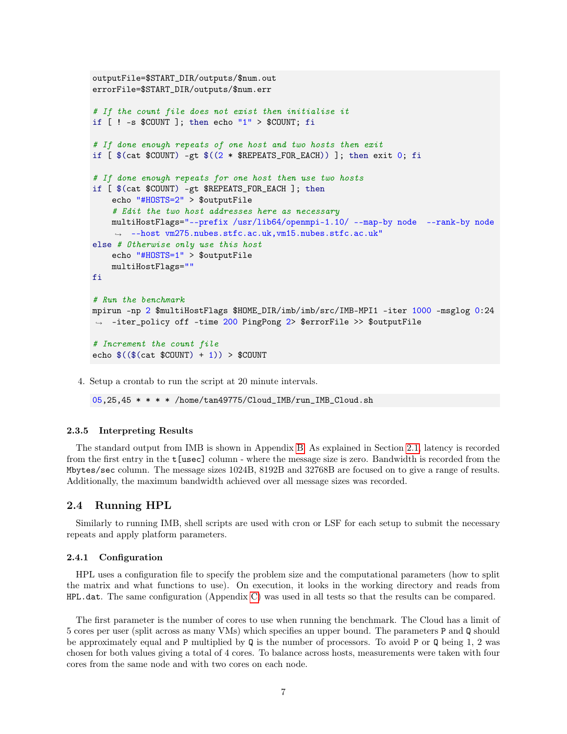```
outputFile=$START_DIR/outputs/$num.out
errorFile=$START_DIR/outputs/$num.err

# If the count file does not exist then initialise it
if [ ! -s $COUNT ]; then echo "1" > $COUNT; fi

# If done enough repeats of one host and two hosts then exit
if [ $(cat $COUNT) -gt $((2 * $REPEATS_FOR_EACH)) ]; then exit 0; fi

# If done enough repeats for one host then use two hosts
if [ $(cat $COUNT) -gt $REPEATS_FOR_EACH ]; then
    echo "#HOSTS=2" > $outputFile
    # Edit the two host addresses here as necessary
    multiHostFlags="--prefix /usr/lib64/openmpi-1.10/ --map-by node  --rank-by node
     ↪  --host vm275.nubes.stfc.ac.uk,vm15.nubes.stfc.ac.uk"
else # Otherwise only use this host
    echo "#HOSTS=1" > $outputFile
    multiHostFlags=""
fi

# Run the benchmark
mpirun -np 2 $multiHostFlags $HOME_DIR/imb/imb/src/IMB-MPI1 -iter 1000 -msglog 0:24
 ↪  -iter_policy off -time 200 PingPong 2> $errorFile >> $outputFile

# Increment the count file
echo $(($(cat $COUNT) + 1)) > $COUNT
```

4. Setup a crontab to run the script at 20 minute intervals.

```
05,25,45 * * * * /home/tan49775/Cloud_IMB/run_IMB_Cloud.sh
```

#### 2.3.5 Interpreting Results

The standard output from IMB is shown in Appendix B. As explained in Section 2.1, latency is recorded from the first entry in the `t[usec]` column - where the message size is zero. Bandwidth is recorded from the `Mbytes/sec` column. The message sizes 1024B, 8192B and 32768B are focused on to give a range of results. Additionally, the maximum bandwidth achieved over all message sizes was recorded.

### 2.4 Running HPL

Similarly to running IMB, shell scripts are used with cron or LSF for each setup to submit the necessary repeats and apply platform parameters.

#### 2.4.1 Configuration

HPL uses a configuration file to specify the problem size and the computational parameters (how to split the matrix and what functions to use). On execution, it looks in the working directory and reads from `HPL.dat`. The same configuration (Appendix C) was used in all tests so that the results can be compared.

The first parameter is the number of cores to use when running the benchmark. The Cloud has a limit of 5 cores per user (split across as many VMs) which specifies an upper bound. The parameters `P` and `Q` should be approximately equal and `P` multiplied by `Q` is the number of processors. To avoid `P` or `Q` being 1, 2 was chosen for both values giving a total of 4 cores. To balance across hosts, measurements were taken with four cores from the same node and with two cores on each node.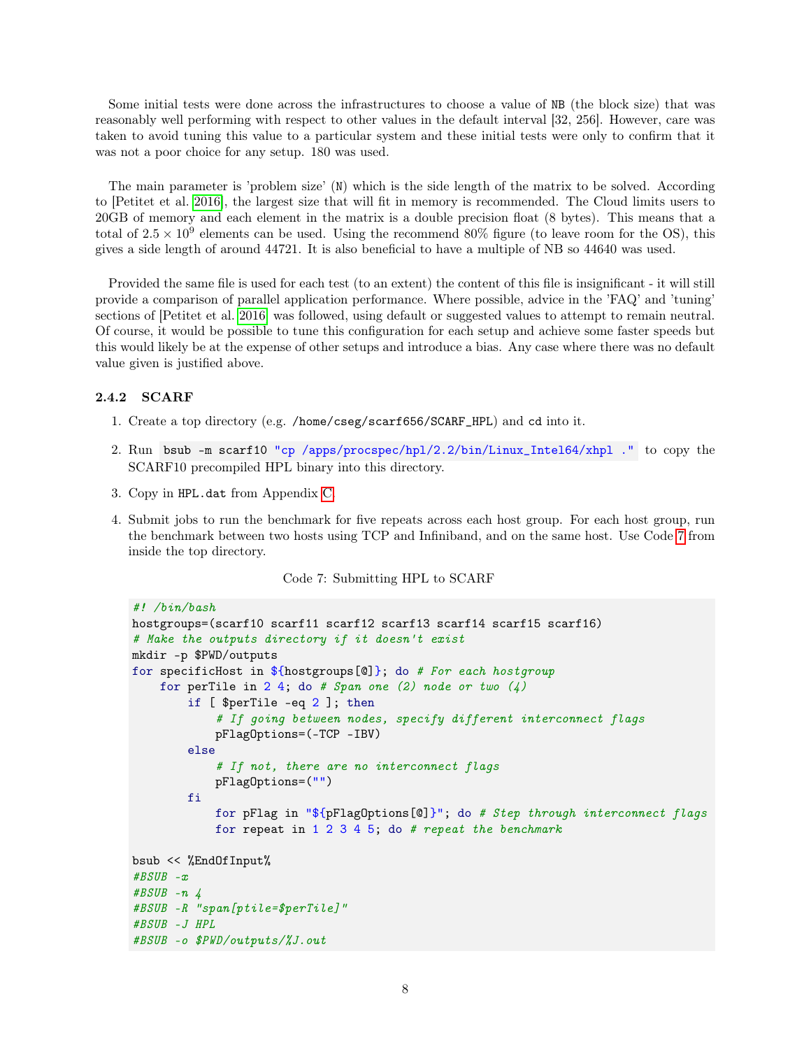Some initial tests were done across the infrastructures to choose a value of NB (the block size) that was reasonably well performing with respect to other values in the default interval [32, 256]. However, care was taken to avoid tuning this value to a particular system and these initial tests were only to confirm that it was not a poor choice for any setup. 180 was used.

The main parameter is 'problem size' (N) which is the side length of the matrix to be solved. According to [Petitet et al. 2016], the largest size that will fit in memory is recommended. The Cloud limits users to 20GB of memory and each element in the matrix is a double precision float (8 bytes). This means that a total of $2.5 \times 10^9$ elements can be used. Using the recommend 80% figure (to leave room for the OS), this gives a side length of around 44721. It is also beneficial to have a multiple of NB so 44640 was used.

Provided the same file is used for each test (to an extent) the content of this file is insignificant - it will still provide a comparison of parallel application performance. Where possible, advice in the 'FAQ' and 'tuning' sections of [Petitet et al. 2016] was followed, using default or suggested values to attempt to remain neutral. Of course, it would be possible to tune this configuration for each setup and achieve some faster speeds but this would likely be at the expense of other setups and introduce a bias. Any case where there was no default value given is justified above.

### 2.4.2 SCARF

1. Create a top directory (e.g. /home/cseg/scarf656/SCARF_HPL) and cd into it.
2. Run `bsub -m scarf10 "cp /apps/procspec/hpl/2.2/bin/Linux_Intel64/xhpl ."` to copy the SCARF10 precompiled HPL binary into this directory.
3. Copy in HPL.dat from Appendix C.
4. Submit jobs to run the benchmark for five repeats across each host group. For each host group, run the benchmark between two hosts using TCP and Infiniband, and on the same host. Use Code 7 from inside the top directory.

Code 7: Submitting HPL to SCARF

```
#! /bin/bash
hostgroups=(scarf10 scarf11 scarf12 scarf13 scarf14 scarf15 scarf16)
# Make the outputs directory if it doesn't exist
mkdir -p $PWD/outputs
for specificHost in ${hostgroups[@]}; do # For each hostgroup
    for perTile in 2 4; do # Span one (2) node or two (4)
        if [ $perTile -eq 2 ]; then
            # If going between nodes, specify different interconnect flags
            pFlagOptions=(-TCP -IBV)
        else
            # If not, there are no interconnect flags
            pFlagOptions=("")
        fi
            for pFlag in "${pFlagOptions[@]}"; do # Step through interconnect flags
            for repeat in 1 2 3 4 5; do # repeat the benchmark

bsub << %EndOfInput%
#BSUB -x
#BSUB -n 4
#BSUB -R "span[ptile=$perTile]"
#BSUB -J HPL
#BSUB -o $PWD/outputs/%J.out
```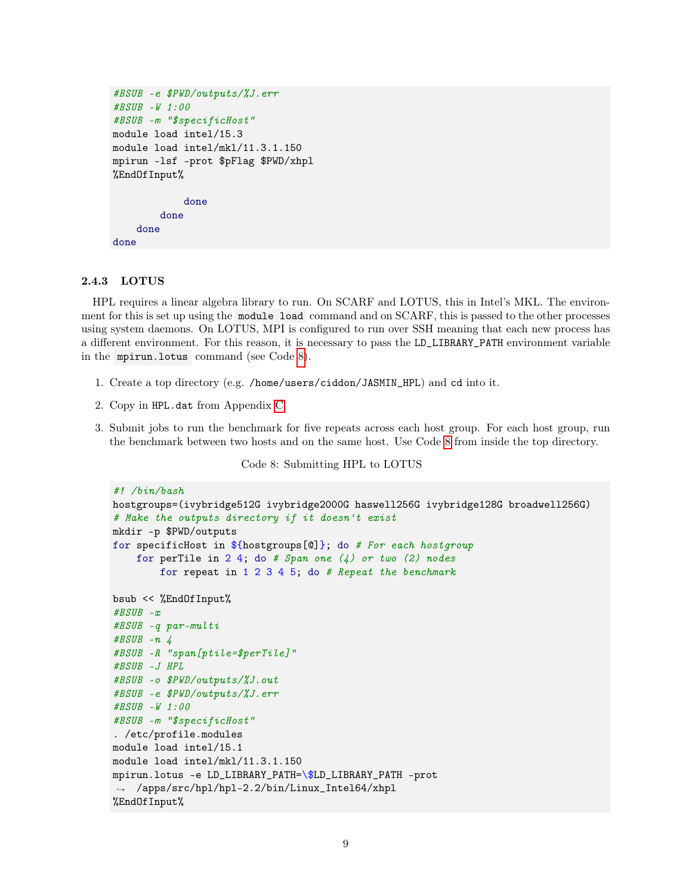```
#BSUB -e $PWD/outputs/%J.err
#BSUB -W 1:00
#BSUB -m "$specificHost"
module load intel/15.3
module load intel/mkl/11.3.1.150
mpirun -lsf -prot $pFlag $PWD/xhpl
%EndOfInput%

            done
        done
    done
done
```

### 2.4.3 LOTUS

HPL requires a linear algebra library to run. On SCARF and LOTUS, this in Intel's MKL. The environment for this is set up using the `module load` command and on SCARF, this is passed to the other processes using system daemons. On LOTUS, MPI is configured to run over SSH meaning that each new process has a different environment. For this reason, it is necessary to pass the `LD_LIBRARY_PATH` environment variable in the `mpirun.lotus` command (see Code 8).

1. Create a top directory (e.g. `/home/users/ciddon/JASMIN_HPL`) and `cd` into it.
2. Copy in `HPL.dat` from Appendix C.
3. Submit jobs to run the benchmark for five repeats across each host group. For each host group, run the benchmark between two hosts and on the same host. Use Code 8 from inside the top directory.

Code 8: Submitting HPL to LOTUS

```
#! /bin/bash
hostgroups=(ivybridge512G ivybridge2000G haswell256G ivybridge128G broadwell256G)
# Make the outputs directory if it doesn't exist
mkdir -p $PWD/outputs
for specificHost in ${hostgroups[@]}; do # For each hostgroup
    for perTile in 2 4; do # Span one (4) or two (2) nodes
        for repeat in 1 2 3 4 5; do # Repeat the benchmark

bsub << %EndOfInput%
#BSUB -x
#BSUB -q par-multi
#BSUB -n 4
#BSUB -R "span[ptile=$perTile]"
#BSUB -J HPL
#BSUB -o $PWD/outputs/%J.out
#BSUB -e $PWD/outputs/%J.err
#BSUB -W 1:00
#BSUB -m "$specificHost"
. /etc/profile.modules
module load intel/15.1
module load intel/mkl/11.3.1.150
mpirun.lotus -e LD_LIBRARY_PATH=\$LD_LIBRARY_PATH -prot
 ↪  /apps/src/hpl/hpl-2.2/bin/Linux_Intel64/xhpl
%EndOfInput%
```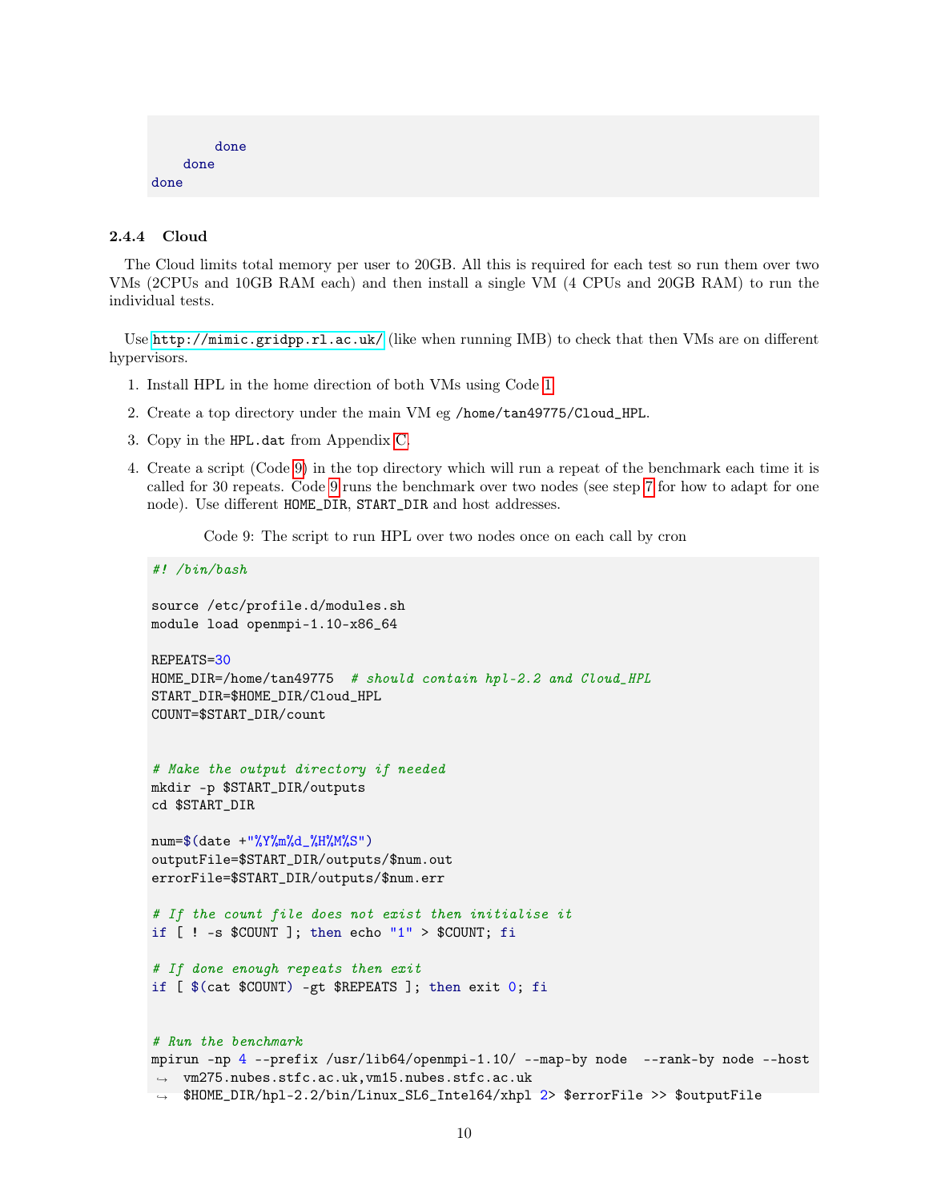```
        done
    done
done
```

### 2.4.4 Cloud

The Cloud limits total memory per user to 20GB. All this is required for each test so run them over two VMs (2CPUs and 10GB RAM each) and then install a single VM (4 CPUs and 20GB RAM) to run the individual tests.

Use http://mimic.gridpp.rl.ac.uk/ (like when running IMB) to check that then VMs are on different hypervisors.

1. Install HPL in the home direction of both VMs using Code 1.
2. Create a top directory under the main VM eg /home/tan49775/Cloud_HPL.
3. Copy in the HPL.dat from Appendix C.
4. Create a script (Code 9) in the top directory which will run a repeat of the benchmark each time it is called for 30 repeats. Code 9 runs the benchmark over two nodes (see step 7 for how to adapt for one node). Use different HOME_DIR, START_DIR and host addresses.

Code 9: The script to run HPL over two nodes once on each call by cron

```
#! /bin/bash

source /etc/profile.d/modules.sh
module load openmpi-1.10-x86_64

REPEATS=30
HOME_DIR=/home/tan49775  # should contain hpl-2.2 and Cloud_HPL
START_DIR=$HOME_DIR/Cloud_HPL
COUNT=$START_DIR/count


# Make the output directory if needed
mkdir -p $START_DIR/outputs
cd $START_DIR

num=$(date +"%Y%m%d_%H%M%S")
outputFile=$START_DIR/outputs/$num.out
errorFile=$START_DIR/outputs/$num.err

# If the count file does not exist then initialise it
if [ ! -s $COUNT ]; then echo "1" > $COUNT; fi

# If done enough repeats then exit
if [ $(cat $COUNT) -gt $REPEATS ]; then exit 0; fi


# Run the benchmark
mpirun -np 4 --prefix /usr/lib64/openmpi-1.10/ --map-by node  --rank-by node --host
↪  vm275.nubes.stfc.ac.uk,vm15.nubes.stfc.ac.uk
↪  $HOME_DIR/hpl-2.2/bin/Linux_SL6_Intel64/xhpl 2> $errorFile >> $outputFile
```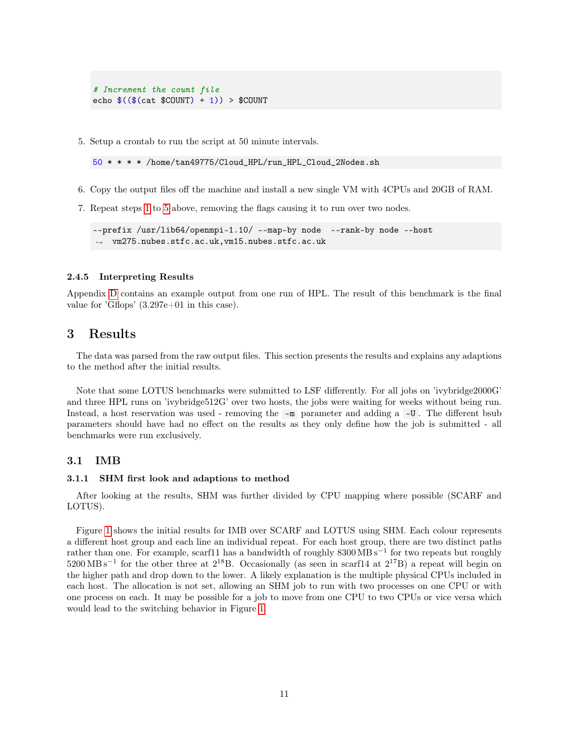```
# Increment the count file
echo $(($(cat $COUNT) + 1)) > $COUNT
```

5. Setup a crontab to run the script at 50 minute intervals.

```
50 * * * * /home/tan49775/Cloud_HPL/run_HPL_Cloud_2Nodes.sh
```

6. Copy the output files off the machine and install a new single VM with 4CPUs and 20GB of RAM.

7. Repeat steps 1 to 5 above, removing the flags causing it to run over two nodes.

```
--prefix /usr/lib64/openmpi-1.10/ --map-by node  --rank-by node --host
↪  vm275.nubes.stfc.ac.uk,vm15.nubes.stfc.ac.uk
```

#### 2.4.5 Interpreting Results

Appendix D contains an example output from one run of HPL. The result of this benchmark is the final value for 'Gflops' (3.297e+01 in this case).

## 3 Results

The data was parsed from the raw output files. This section presents the results and explains any adaptions to the method after the initial results.

Note that some LOTUS benchmarks were submitted to LSF differently. For all jobs on 'ivybridge2000G' and three HPL runs on 'ivybridge512G' over two hosts, the jobs were waiting for weeks without being run. Instead, a host reservation was used - removing the `-m` parameter and adding a `-U`. The different bsub parameters should have had no effect on the results as they only define how the job is submitted - all benchmarks were run exclusively.

### 3.1 IMB

#### 3.1.1 SHM first look and adaptions to method

After looking at the results, SHM was further divided by CPU mapping where possible (SCARF and LOTUS).

Figure 1 shows the initial results for IMB over SCARF and LOTUS using SHM. Each colour represents a different host group and each line an individual repeat. For each host group, there are two distinct paths rather than one. For example, scarf11 has a bandwidth of roughly 8300 $\mathrm{MB\,s^{-1}}$ for two repeats but roughly 5200 $\mathrm{MB\,s^{-1}}$ for the other three at $2^{18}$B. Occasionally (as seen in scarf14 at $2^{17}$B) a repeat will begin on the higher path and drop down to the lower. A likely explanation is the multiple physical CPUs included in each host. The allocation is not set, allowing an SHM job to run with two processes on one CPU or with one process on each. It may be possible for a job to move from one CPU to two CPUs or vice versa which would lead to the switching behavior in Figure 1.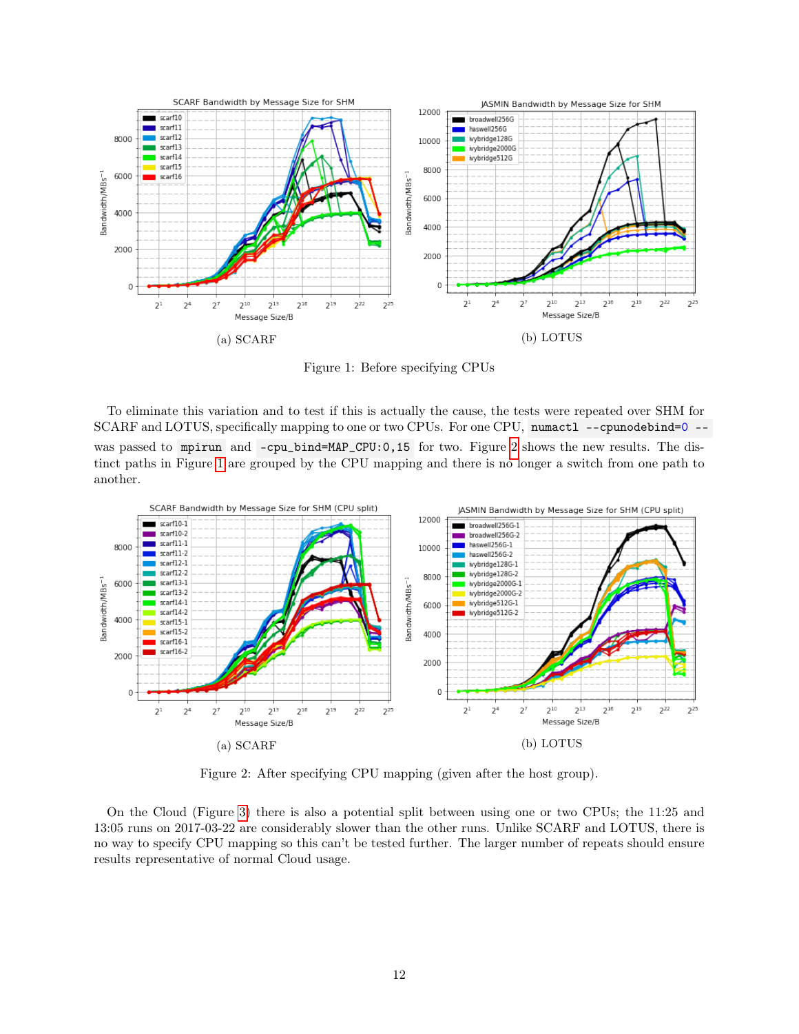(a) SCARF

(b) LOTUS

Figure 1: Before specifying CPUs

To eliminate this variation and to test if this is actually the cause, the tests were repeated over SHM for SCARF and LOTUS, specifically mapping to one or two CPUs. For one CPU, `numactl --cpunodebind=0 --` was passed to `mpirun` and `-cpu_bind=MAP_CPU:0,15` for two. Figure 2 shows the new results. The distinct paths in Figure 1 are grouped by the CPU mapping and there is no longer a switch from one path to another.

(a) SCARF

(b) LOTUS

Figure 2: After specifying CPU mapping (given after the host group).

On the Cloud (Figure 3) there is also a potential split between using one or two CPUs; the 11:25 and 13:05 runs on 2017-03-22 are considerably slower than the other runs. Unlike SCARF and LOTUS, there is no way to specify CPU mapping so this can't be tested further. The larger number of repeats should ensure results representative of normal Cloud usage.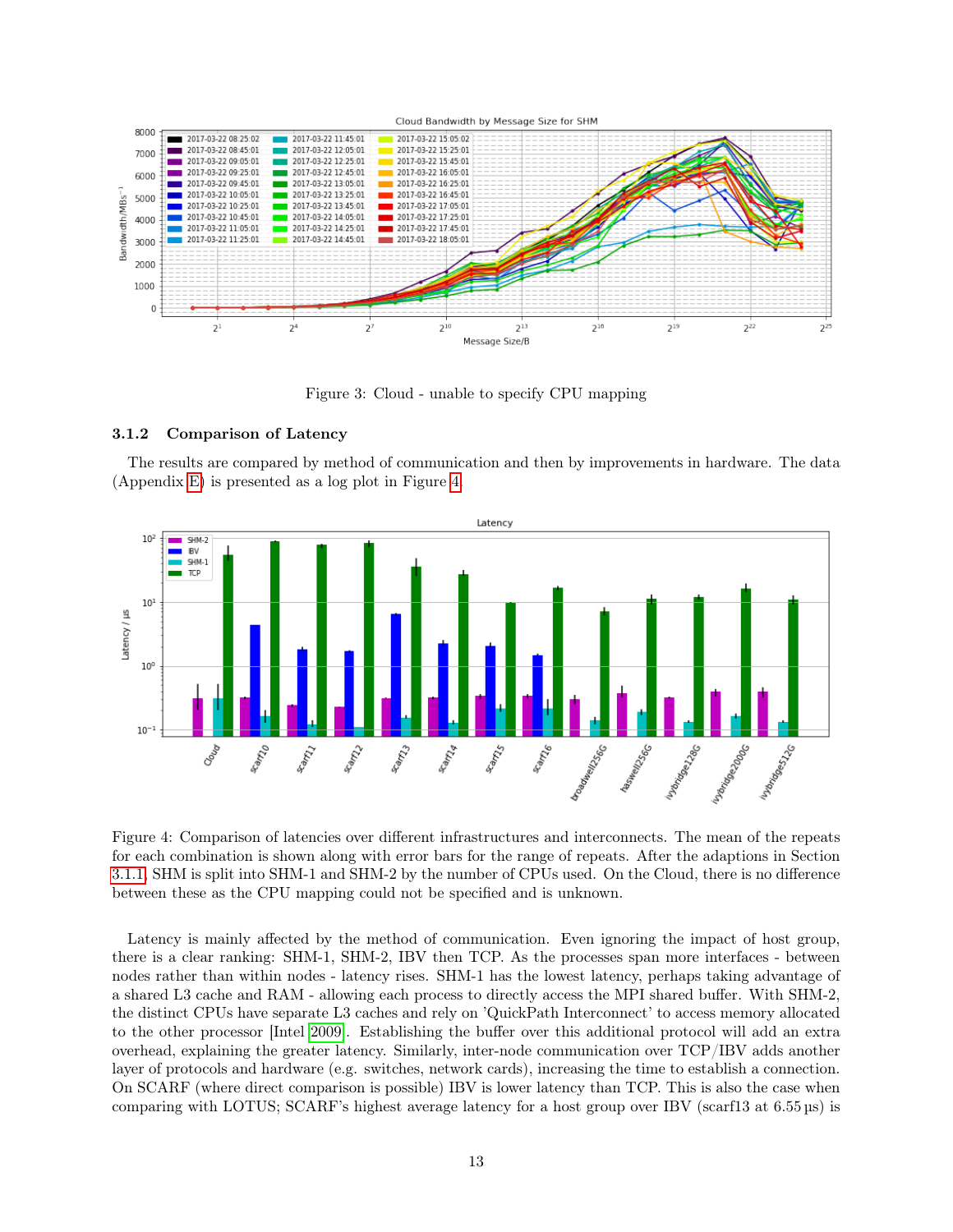Figure 3: Cloud - unable to specify CPU mapping

### 3.1.2 Comparison of Latency

The results are compared by method of communication and then by improvements in hardware. The data (Appendix E) is presented as a log plot in Figure 4.

Figure 4: Comparison of latencies over different infrastructures and interconnects. The mean of the repeats for each combination is shown along with error bars for the range of repeats. After the adaptions in Section 3.1.1, SHM is split into SHM-1 and SHM-2 by the number of CPUs used. On the Cloud, there is no difference between these as the CPU mapping could not be specified and is unknown.

Latency is mainly affected by the method of communication. Even ignoring the impact of host group, there is a clear ranking: SHM-1, SHM-2, IBV then TCP. As the processes span more interfaces - between nodes rather than within nodes - latency rises. SHM-1 has the lowest latency, perhaps taking advantage of a shared L3 cache and RAM - allowing each process to directly access the MPI shared buffer. With SHM-2, the distinct CPUs have separate L3 caches and rely on 'QuickPath Interconnect' to access memory allocated to the other processor [Intel 2009]. Establishing the buffer over this additional protocol will add an extra overhead, explaining the greater latency. Similarly, inter-node communication over TCP/IBV adds another layer of protocols and hardware (e.g. switches, network cards), increasing the time to establish a connection. On SCARF (where direct comparison is possible) IBV is lower latency than TCP. This is also the case when comparing with LOTUS; SCARF's highest average latency for a host group over IBV (scarf13 at 6.55 µs) is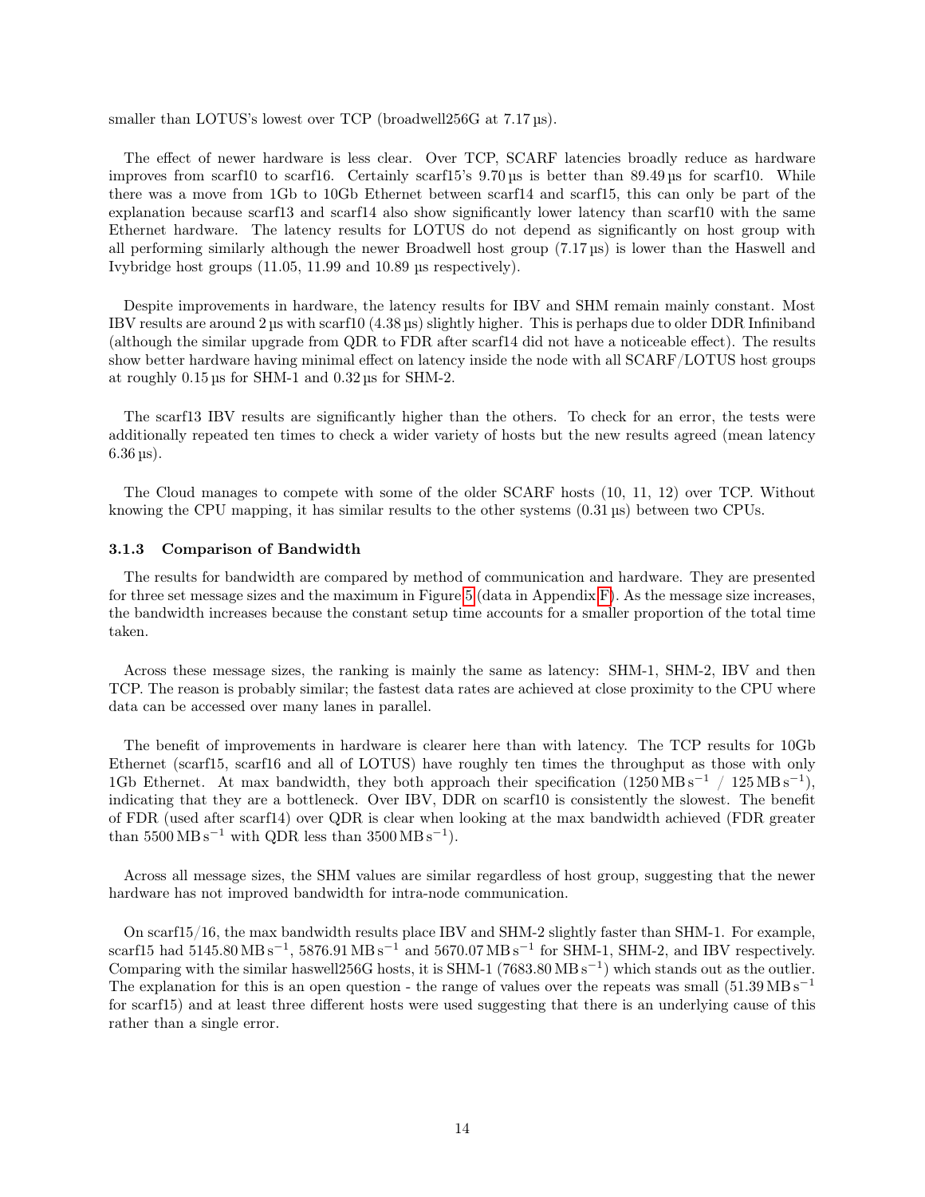smaller than LOTUS's lowest over TCP (broadwell256G at 7.17 µs).

The effect of newer hardware is less clear. Over TCP, SCARF latencies broadly reduce as hardware improves from scarf10 to scarf16. Certainly scarf15's 9.70 µs is better than 89.49 µs for scarf10. While there was a move from 1Gb to 10Gb Ethernet between scarf14 and scarf15, this can only be part of the explanation because scarf13 and scarf14 also show significantly lower latency than scarf10 with the same Ethernet hardware. The latency results for LOTUS do not depend as significantly on host group with all performing similarly although the newer Broadwell host group (7.17 µs) is lower than the Haswell and Ivybridge host groups (11.05, 11.99 and 10.89 µs respectively).

Despite improvements in hardware, the latency results for IBV and SHM remain mainly constant. Most IBV results are around 2 µs with scarf10 (4.38 µs) slightly higher. This is perhaps due to older DDR Infiniband (although the similar upgrade from QDR to FDR after scarf14 did not have a noticeable effect). The results show better hardware having minimal effect on latency inside the node with all SCARF/LOTUS host groups at roughly 0.15 µs for SHM-1 and 0.32 µs for SHM-2.

The scarf13 IBV results are significantly higher than the others. To check for an error, the tests were additionally repeated ten times to check a wider variety of hosts but the new results agreed (mean latency 6.36 µs).

The Cloud manages to compete with some of the older SCARF hosts (10, 11, 12) over TCP. Without knowing the CPU mapping, it has similar results to the other systems (0.31 µs) between two CPUs.

### 3.1.3 Comparison of Bandwidth

The results for bandwidth are compared by method of communication and hardware. They are presented for three set message sizes and the maximum in Figure 5 (data in Appendix F). As the message size increases, the bandwidth increases because the constant setup time accounts for a smaller proportion of the total time taken.

Across these message sizes, the ranking is mainly the same as latency: SHM-1, SHM-2, IBV and then TCP. The reason is probably similar; the fastest data rates are achieved at close proximity to the CPU where data can be accessed over many lanes in parallel.

The benefit of improvements in hardware is clearer here than with latency. The TCP results for 10Gb Ethernet (scarf15, scarf16 and all of LOTUS) have roughly ten times the throughput as those with only 1Gb Ethernet. At max bandwidth, they both approach their specification ($1250\,\mathrm{MB\,s^{-1}}$ / $125\,\mathrm{MB\,s^{-1}}$), indicating that they are a bottleneck. Over IBV, DDR on scarf10 is consistently the slowest. The benefit of FDR (used after scarf14) over QDR is clear when looking at the max bandwidth achieved (FDR greater than $5500\,\mathrm{MB\,s^{-1}}$ with QDR less than $3500\,\mathrm{MB\,s^{-1}}$).

Across all message sizes, the SHM values are similar regardless of host group, suggesting that the newer hardware has not improved bandwidth for intra-node communication.

On scarf15/16, the max bandwidth results place IBV and SHM-2 slightly faster than SHM-1. For example, scarf15 had $5145.80\,\mathrm{MB\,s^{-1}}$, $5876.91\,\mathrm{MB\,s^{-1}}$ and $5670.07\,\mathrm{MB\,s^{-1}}$ for SHM-1, SHM-2, and IBV respectively. Comparing with the similar haswell256G hosts, it is SHM-1 ($7683.80\,\mathrm{MB\,s^{-1}}$) which stands out as the outlier. The explanation for this is an open question - the range of values over the repeats was small ($51.39\,\mathrm{MB\,s^{-1}}$ for scarf15) and at least three different hosts were used suggesting that there is an underlying cause of this rather than a single error.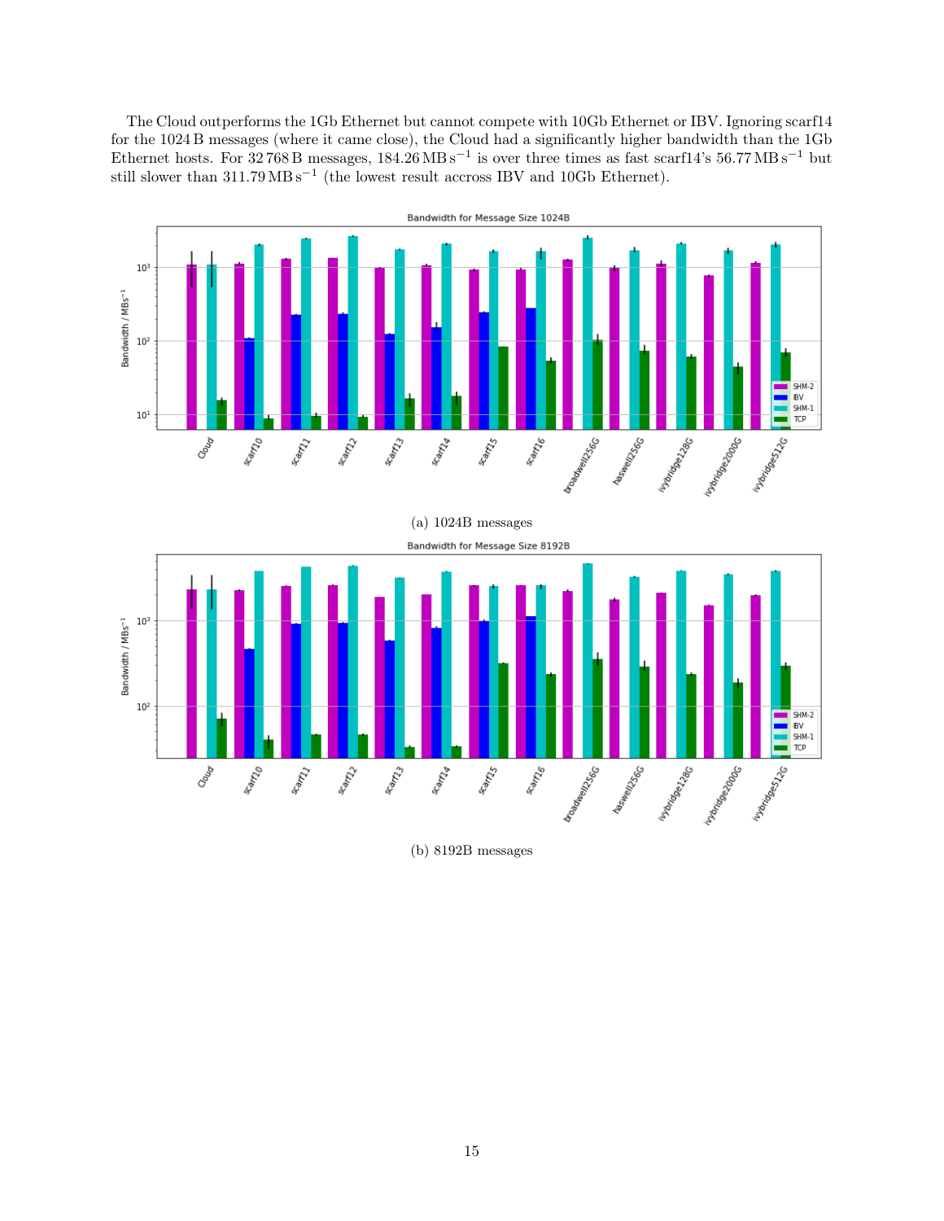The Cloud outperforms the 1Gb Ethernet but cannot compete with 10Gb Ethernet or IBV. Ignoring scarf14 for the 1024 B messages (where it came close), the Cloud had a significantly higher bandwidth than the 1Gb Ethernet hosts. For 32 768 B messages, 184.26 $\mathrm{MB\,s^{-1}}$ is over three times as fast scarf14's 56.77 $\mathrm{MB\,s^{-1}}$ but still slower than 311.79 $\mathrm{MB\,s^{-1}}$ (the lowest result accross IBV and 10Gb Ethernet).

(a) 1024B messages

(b) 8192B messages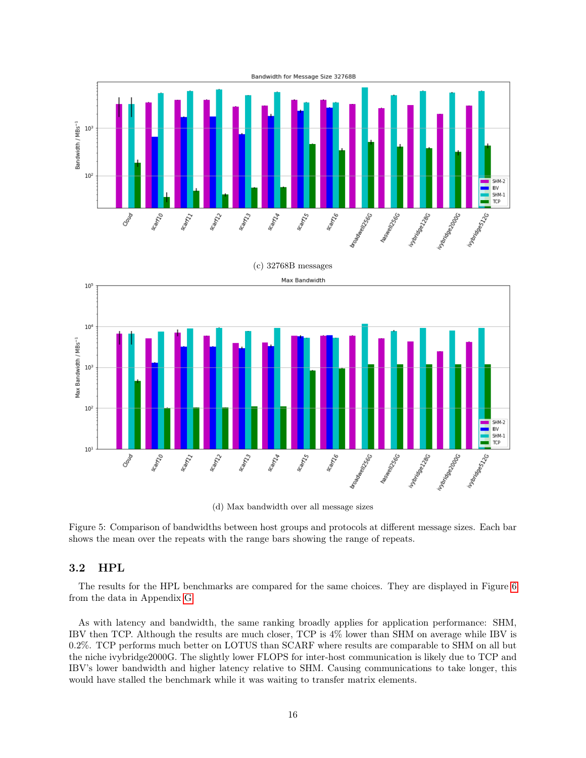(c) 32768B messages

(d) Max bandwidth over all message sizes

Figure 5: Comparison of bandwidths between host groups and protocols at different message sizes. Each bar shows the mean over the repeats with the range bars showing the range of repeats.

### 3.2 HPL

The results for the HPL benchmarks are compared for the same choices. They are displayed in Figure 6 from the data in Appendix G.

As with latency and bandwidth, the same ranking broadly applies for application performance: SHM, IBV then TCP. Although the results are much closer, TCP is 4% lower than SHM on average while IBV is 0.2%. TCP performs much better on LOTUS than SCARF where results are comparable to SHM on all but the niche ivybridge2000G. The slightly lower FLOPS for inter-host communication is likely due to TCP and IBV's lower bandwidth and higher latency relative to SHM. Causing communications to take longer, this would have stalled the benchmark while it was waiting to transfer matrix elements.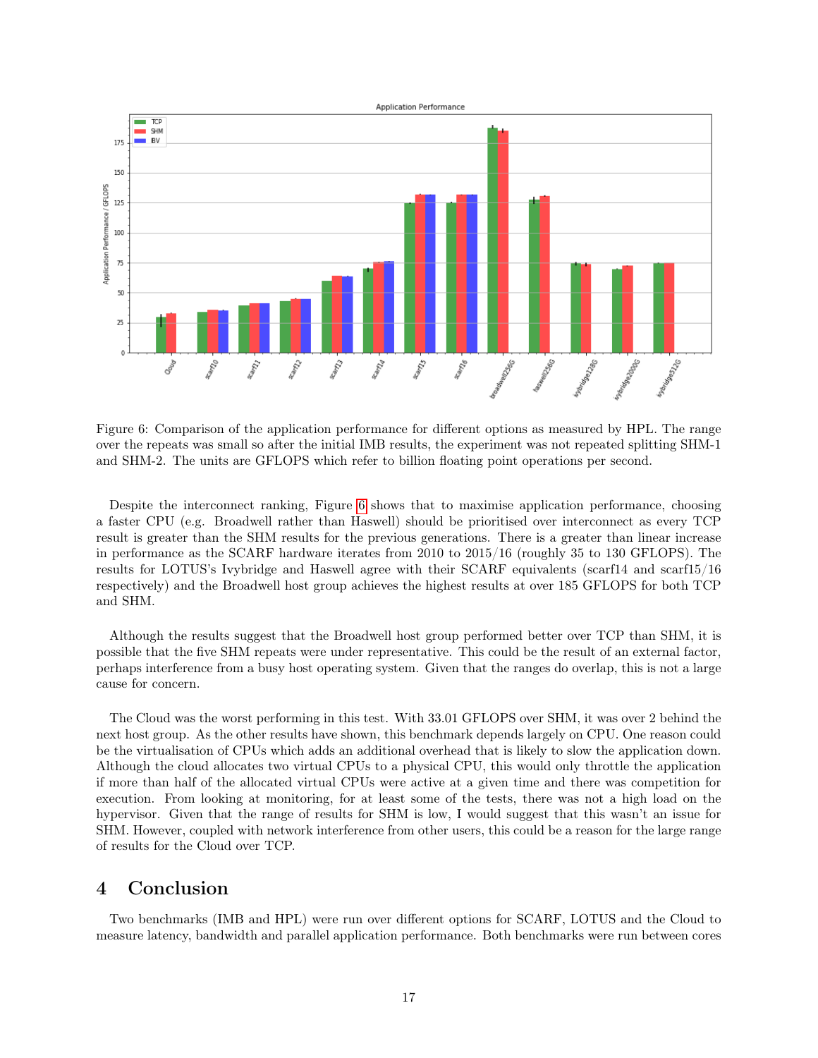Figure 6: Comparison of the application performance for different options as measured by HPL. The range over the repeats was small so after the initial IMB results, the experiment was not repeated splitting SHM-1 and SHM-2. The units are GFLOPS which refer to billion floating point operations per second.

Despite the interconnect ranking, Figure 6 shows that to maximise application performance, choosing a faster CPU (e.g. Broadwell rather than Haswell) should be prioritised over interconnect as every TCP result is greater than the SHM results for the previous generations. There is a greater than linear increase in performance as the SCARF hardware iterates from 2010 to 2015/16 (roughly 35 to 130 GFLOPS). The results for LOTUS's Ivybridge and Haswell agree with their SCARF equivalents (scarf14 and scarf15/16 respectively) and the Broadwell host group achieves the highest results at over 185 GFLOPS for both TCP and SHM.

Although the results suggest that the Broadwell host group performed better over TCP than SHM, it is possible that the five SHM repeats were under representative. This could be the result of an external factor, perhaps interference from a busy host operating system. Given that the ranges do overlap, this is not a large cause for concern.

The Cloud was the worst performing in this test. With 33.01 GFLOPS over SHM, it was over 2 behind the next host group. As the other results have shown, this benchmark depends largely on CPU. One reason could be the virtualisation of CPUs which adds an additional overhead that is likely to slow the application down. Although the cloud allocates two virtual CPUs to a physical CPU, this would only throttle the application if more than half of the allocated virtual CPUs were active at a given time and there was competition for execution. From looking at monitoring, for at least some of the tests, there was not a high load on the hypervisor. Given that the range of results for SHM is low, I would suggest that this wasn't an issue for SHM. However, coupled with network interference from other users, this could be a reason for the large range of results for the Cloud over TCP.

# 4 Conclusion

Two benchmarks (IMB and HPL) were run over different options for SCARF, LOTUS and the Cloud to measure latency, bandwidth and parallel application performance. Both benchmarks were run between cores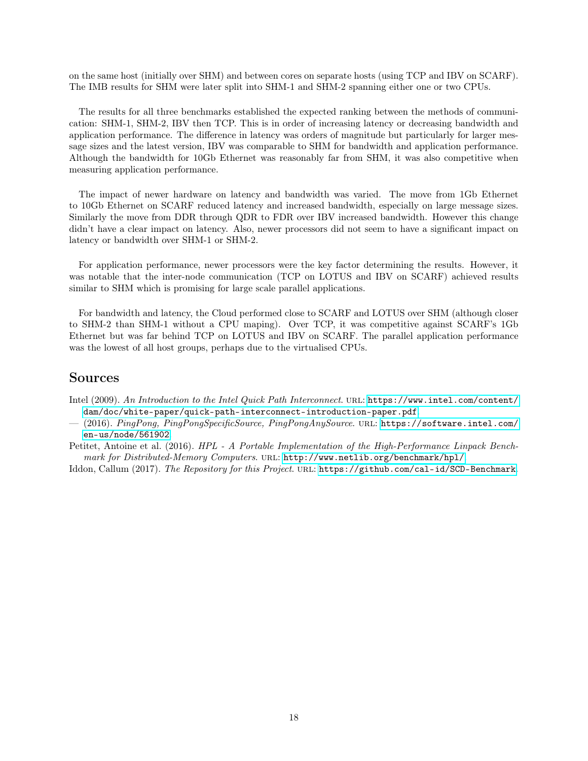on the same host (initially over SHM) and between cores on separate hosts (using TCP and IBV on SCARF). The IMB results for SHM were later split into SHM-1 and SHM-2 spanning either one or two CPUs.

The results for all three benchmarks established the expected ranking between the methods of communication: SHM-1, SHM-2, IBV then TCP. This is in order of increasing latency or decreasing bandwidth and application performance. The difference in latency was orders of magnitude but particularly for larger message sizes and the latest version, IBV was comparable to SHM for bandwidth and application performance. Although the bandwidth for 10Gb Ethernet was reasonably far from SHM, it was also competitive when measuring application performance.

The impact of newer hardware on latency and bandwidth was varied. The move from 1Gb Ethernet to 10Gb Ethernet on SCARF reduced latency and increased bandwidth, especially on large message sizes. Similarly the move from DDR through QDR to FDR over IBV increased bandwidth. However this change didn't have a clear impact on latency. Also, newer processors did not seem to have a significant impact on latency or bandwidth over SHM-1 or SHM-2.

For application performance, newer processors were the key factor determining the results. However, it was notable that the inter-node communication (TCP on LOTUS and IBV on SCARF) achieved results similar to SHM which is promising for large scale parallel applications.

For bandwidth and latency, the Cloud performed close to SCARF and LOTUS over SHM (although closer to SHM-2 than SHM-1 without a CPU maping). Over TCP, it was competitive against SCARF's 1Gb Ethernet but was far behind TCP on LOTUS and IBV on SCARF. The parallel application performance was the lowest of all host groups, perhaps due to the virtualised CPUs.

## Sources

Intel (2009). *An Introduction to the Intel Quick Path Interconnect*. URL: https://www.intel.com/content/dam/doc/white-paper/quick-path-interconnect-introduction-paper.pdf.

— (2016). *PingPong, PingPongSpecificSource, PingPongAnySource*. URL: https://software.intel.com/en-us/node/561902.

Petitet, Antoine et al. (2016). *HPL - A Portable Implementation of the High-Performance Linpack Benchmark for Distributed-Memory Computers*. URL: http://www.netlib.org/benchmark/hpl/.

Iddon, Callum (2017). *The Repository for this Project*. URL: https://github.com/cal-id/SCD-Benchmark.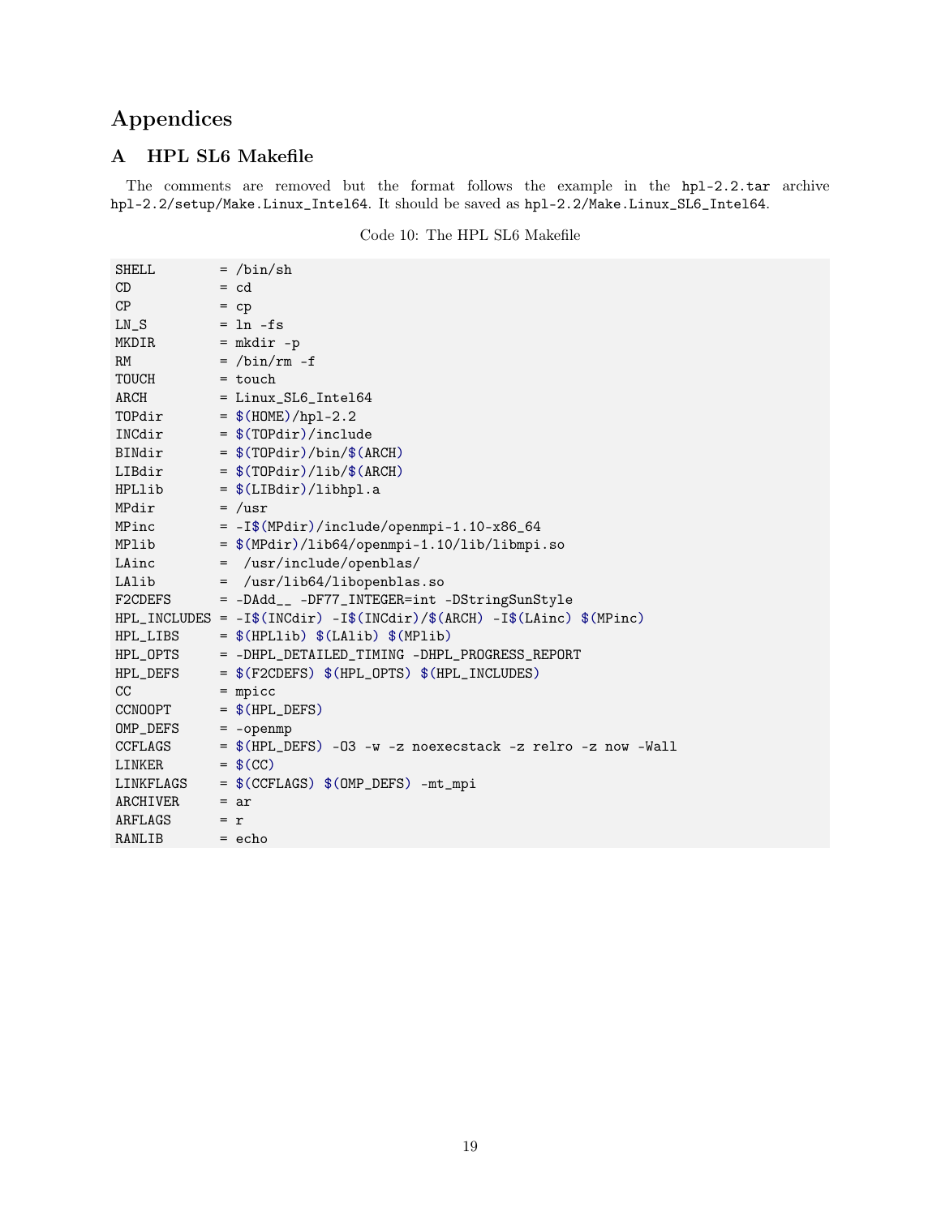# Appendices

## A HPL SL6 Makefile

The comments are removed but the format follows the example in the `hpl-2.2.tar` archive `hpl-2.2/setup/Make.Linux_Intel64`. It should be saved as `hpl-2.2/Make.Linux_SL6_Intel64`.

Code 10: The HPL SL6 Makefile

```
SHELL        = /bin/sh
CD           = cd
CP           = cp
LN_S         = ln -fs
MKDIR        = mkdir -p
RM           = /bin/rm -f
TOUCH        = touch
ARCH         = Linux_SL6_Intel64
TOPdir       = $(HOME)/hpl-2.2
INCdir       = $(TOPdir)/include
BINdir       = $(TOPdir)/bin/$(ARCH)
LIBdir       = $(TOPdir)/lib/$(ARCH)
HPLlib       = $(LIBdir)/libhpl.a
MPdir        = /usr
MPinc        = -I$(MPdir)/include/openmpi-1.10-x86_64
MPlib        = $(MPdir)/lib64/openmpi-1.10/lib/libmpi.so
LAinc        =  /usr/include/openblas/
LAlib        =  /usr/lib64/libopenblas.so
F2CDEFS      = -DAdd__ -DF77_INTEGER=int -DStringSunStyle
HPL_INCLUDES = -I$(INCdir) -I$(INCdir)/$(ARCH) -I$(LAinc) $(MPinc)
HPL_LIBS     = $(HPLlib) $(LAlib) $(MPlib)
HPL_OPTS     = -DHPL_DETAILED_TIMING -DHPL_PROGRESS_REPORT
HPL_DEFS     = $(F2CDEFS) $(HPL_OPTS) $(HPL_INCLUDES)
CC           = mpicc
CCNOOPT      = $(HPL_DEFS)
OMP_DEFS     = -openmp
CCFLAGS      = $(HPL_DEFS) -O3 -w -z noexecstack -z relro -z now -Wall
LINKER       = $(CC)
LINKFLAGS    = $(CCFLAGS) $(OMP_DEFS) -mt_mpi
ARCHIVER     = ar
ARFLAGS      = r
RANLIB       = echo
```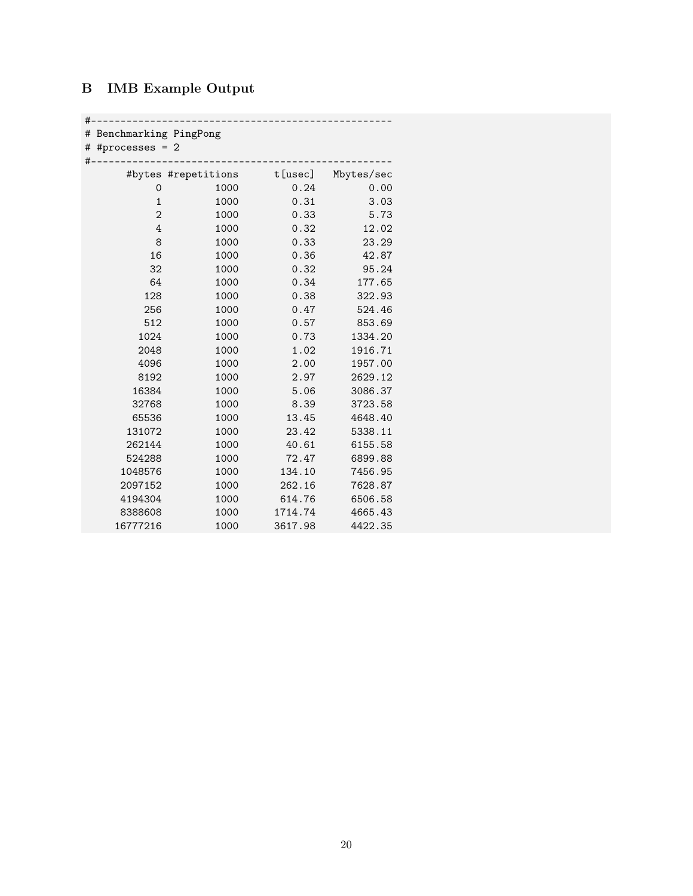## B IMB Example Output

```
#---------------------------------------------------
# Benchmarking PingPong
# #processes = 2
#---------------------------------------------------
       #bytes #repetitions      t[usec]   Mbytes/sec
            0         1000         0.24         0.00
            1         1000         0.31         3.03
            2         1000         0.33         5.73
            4         1000         0.32        12.02
            8         1000         0.33        23.29
           16         1000         0.36        42.87
           32         1000         0.32        95.24
           64         1000         0.34       177.65
          128         1000         0.38       322.93
          256         1000         0.47       524.46
          512         1000         0.57       853.69
         1024         1000         0.73      1334.20
         2048         1000         1.02      1916.71
         4096         1000         2.00      1957.00
         8192         1000         2.97      2629.12
        16384         1000         5.06      3086.37
        32768         1000         8.39      3723.58
        65536         1000        13.45      4648.40
       131072         1000        23.42      5338.11
       262144         1000        40.61      6155.58
       524288         1000        72.47      6899.88
      1048576         1000       134.10      7456.95
      2097152         1000       262.16      7628.87
      4194304         1000       614.76      6506.58
      8388608         1000      1714.74      4665.43
     16777216         1000      3617.98      4422.35
```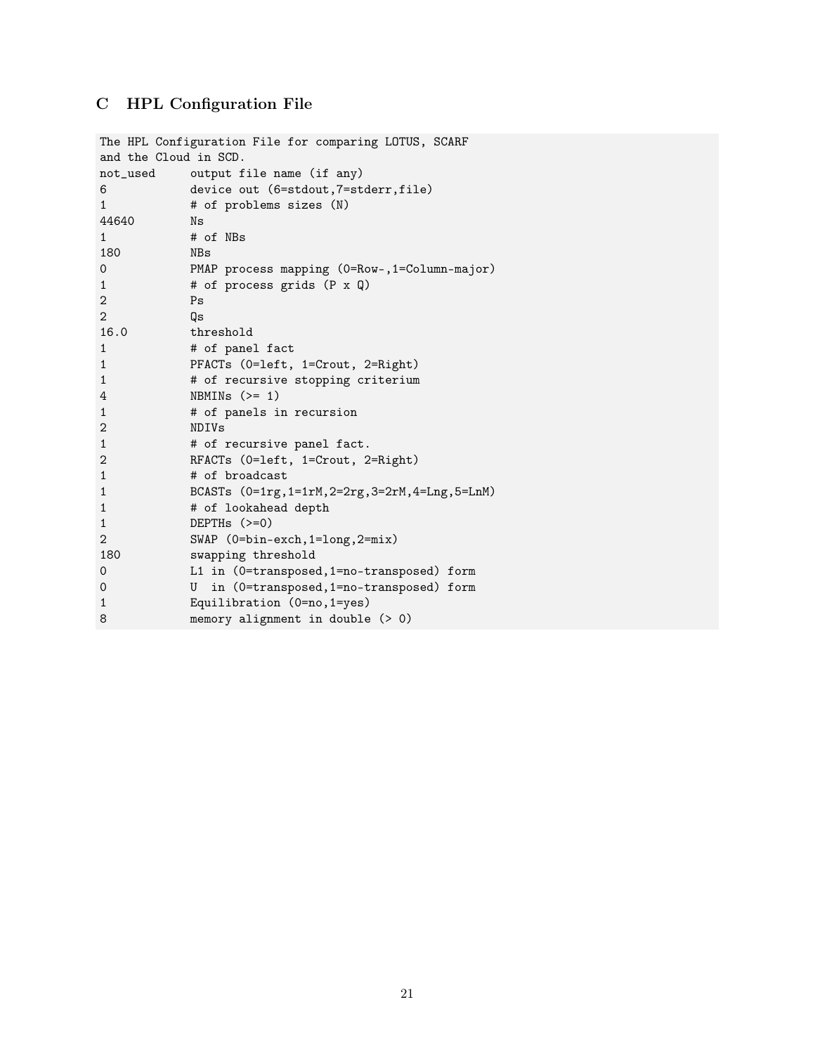# C HPL Configuration File

```
The HPL Configuration File for comparing LOTUS, SCARF
and the Cloud in SCD.
not_used     output file name (if any)
6            device out (6=stdout,7=stderr,file)
1            # of problems sizes (N)
44640        Ns
1            # of NBs
180          NBs
0            PMAP process mapping (0=Row-,1=Column-major)
1            # of process grids (P x Q)
2            Ps
2            Qs
16.0         threshold
1            # of panel fact
1            PFACTs (0=left, 1=Crout, 2=Right)
1            # of recursive stopping criterium
4            NBMINs (>= 1)
1            # of panels in recursion
2            NDIVs
1            # of recursive panel fact.
2            RFACTs (0=left, 1=Crout, 2=Right)
1            # of broadcast
1            BCASTs (0=1rg,1=1rM,2=2rg,3=2rM,4=Lng,5=LnM)
1            # of lookahead depth
1            DEPTHs (>=0)
2            SWAP (0=bin-exch,1=long,2=mix)
180          swapping threshold
0            L1 in (0=transposed,1=no-transposed) form
0            U  in (0=transposed,1=no-transposed) form
1            Equilibration (0=no,1=yes)
8            memory alignment in double (> 0)
```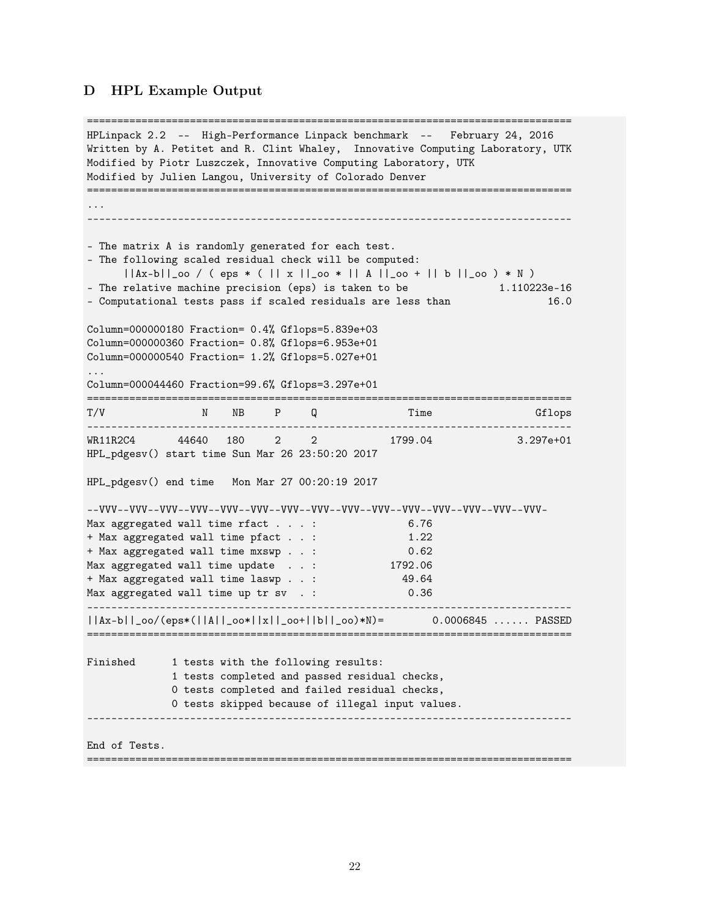## D HPL Example Output

```
================================================================================
HPLinpack 2.2  --  High-Performance Linpack benchmark  --   February 24, 2016
Written by A. Petitet and R. Clint Whaley,  Innovative Computing Laboratory, UTK
Modified by Piotr Luszczek, Innovative Computing Laboratory, UTK
Modified by Julien Langou, University of Colorado Denver
================================================================================
...
--------------------------------------------------------------------------------

- The matrix A is randomly generated for each test.
- The following scaled residual check will be computed:
      ||Ax-b||_oo / ( eps * ( || x ||_oo * || A ||_oo + || b ||_oo ) * N )
- The relative machine precision (eps) is taken to be              1.110223e-16
- Computational tests pass if scaled residuals are less than               16.0

Column=000000180 Fraction= 0.4% Gflops=5.839e+03
Column=000000360 Fraction= 0.8% Gflops=6.953e+01
Column=000000540 Fraction= 1.2% Gflops=5.027e+01
...
Column=000044460 Fraction=99.6% Gflops=3.297e+01
================================================================================
T/V                N    NB     P     Q               Time                 Gflops
--------------------------------------------------------------------------------
WR11R2C4       44640   180     2     2            1799.04              3.297e+01
HPL_pdgesv() start time Sun Mar 26 23:50:20 2017

HPL_pdgesv() end time   Mon Mar 27 00:20:19 2017

--VVV--VVV--VVV--VVV--VVV--VVV--VVV--VVV--VVV--VVV--VVV--VVV--VVV--VVV--VVV-
Max aggregated wall time rfact . . . :               6.76
+ Max aggregated wall time pfact . . :               1.22
+ Max aggregated wall time mxswp . . :               0.62
Max aggregated wall time update  . . :            1792.06
+ Max aggregated wall time laswp . . :              49.64
Max aggregated wall time up tr sv  . :               0.36
--------------------------------------------------------------------------------
||Ax-b||_oo/(eps*(||A||_oo*||x||_oo+||b||_oo)*N)=        0.0006845 ...... PASSED
================================================================================

Finished      1 tests with the following results:
              1 tests completed and passed residual checks,
              0 tests completed and failed residual checks,
              0 tests skipped because of illegal input values.
--------------------------------------------------------------------------------

End of Tests.
================================================================================
```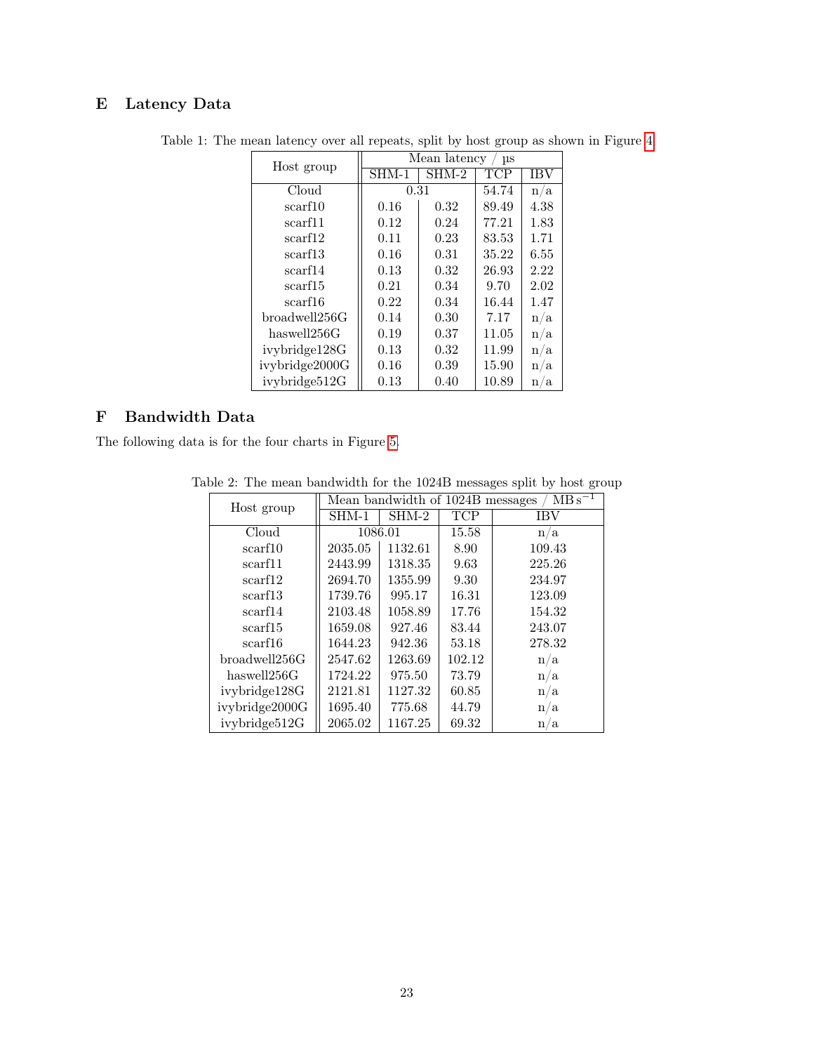## E Latency Data

Table 1: The mean latency over all repeats, split by host group as shown in Figure 4

| Host group | Mean latency / µs | | | |
|---|---|---|---|---|
| | SHM-1 | SHM-2 | TCP | IBV |
| Cloud | 0.31 | | 54.74 | n/a |
| scarf10 | 0.16 | 0.32 | 89.49 | 4.38 |
| scarf11 | 0.12 | 0.24 | 77.21 | 1.83 |
| scarf12 | 0.11 | 0.23 | 83.53 | 1.71 |
| scarf13 | 0.16 | 0.31 | 35.22 | 6.55 |
| scarf14 | 0.13 | 0.32 | 26.93 | 2.22 |
| scarf15 | 0.21 | 0.34 | 9.70 | 2.02 |
| scarf16 | 0.22 | 0.34 | 16.44 | 1.47 |
| broadwell256G | 0.14 | 0.30 | 7.17 | n/a |
| haswell256G | 0.19 | 0.37 | 11.05 | n/a |
| ivybridge128G | 0.13 | 0.32 | 11.99 | n/a |
| ivybridge2000G | 0.16 | 0.39 | 15.90 | n/a |
| ivybridge512G | 0.13 | 0.40 | 10.89 | n/a |

## F Bandwidth Data

The following data is for the four charts in Figure 5.

Table 2: The mean bandwidth for the 1024B messages split by host group

| Host group | Mean bandwidth of 1024B messages / MB $s^{-1}$ | | | |
|---|---|---|---|---|
| | SHM-1 | SHM-2 | TCP | IBV |
| Cloud | 1086.01 | | 15.58 | n/a |
| scarf10 | 2035.05 | 1132.61 | 8.90 | 109.43 |
| scarf11 | 2443.99 | 1318.35 | 9.63 | 225.26 |
| scarf12 | 2694.70 | 1355.99 | 9.30 | 234.97 |
| scarf13 | 1739.76 | 995.17 | 16.31 | 123.09 |
| scarf14 | 2103.48 | 1058.89 | 17.76 | 154.32 |
| scarf15 | 1659.08 | 927.46 | 83.44 | 243.07 |
| scarf16 | 1644.23 | 942.36 | 53.18 | 278.32 |
| broadwell256G | 2547.62 | 1263.69 | 102.12 | n/a |
| haswell256G | 1724.22 | 975.50 | 73.79 | n/a |
| ivybridge128G | 2121.81 | 1127.32 | 60.85 | n/a |
| ivybridge2000G | 1695.40 | 775.68 | 44.79 | n/a |
| ivybridge512G | 2065.02 | 1167.25 | 69.32 | n/a |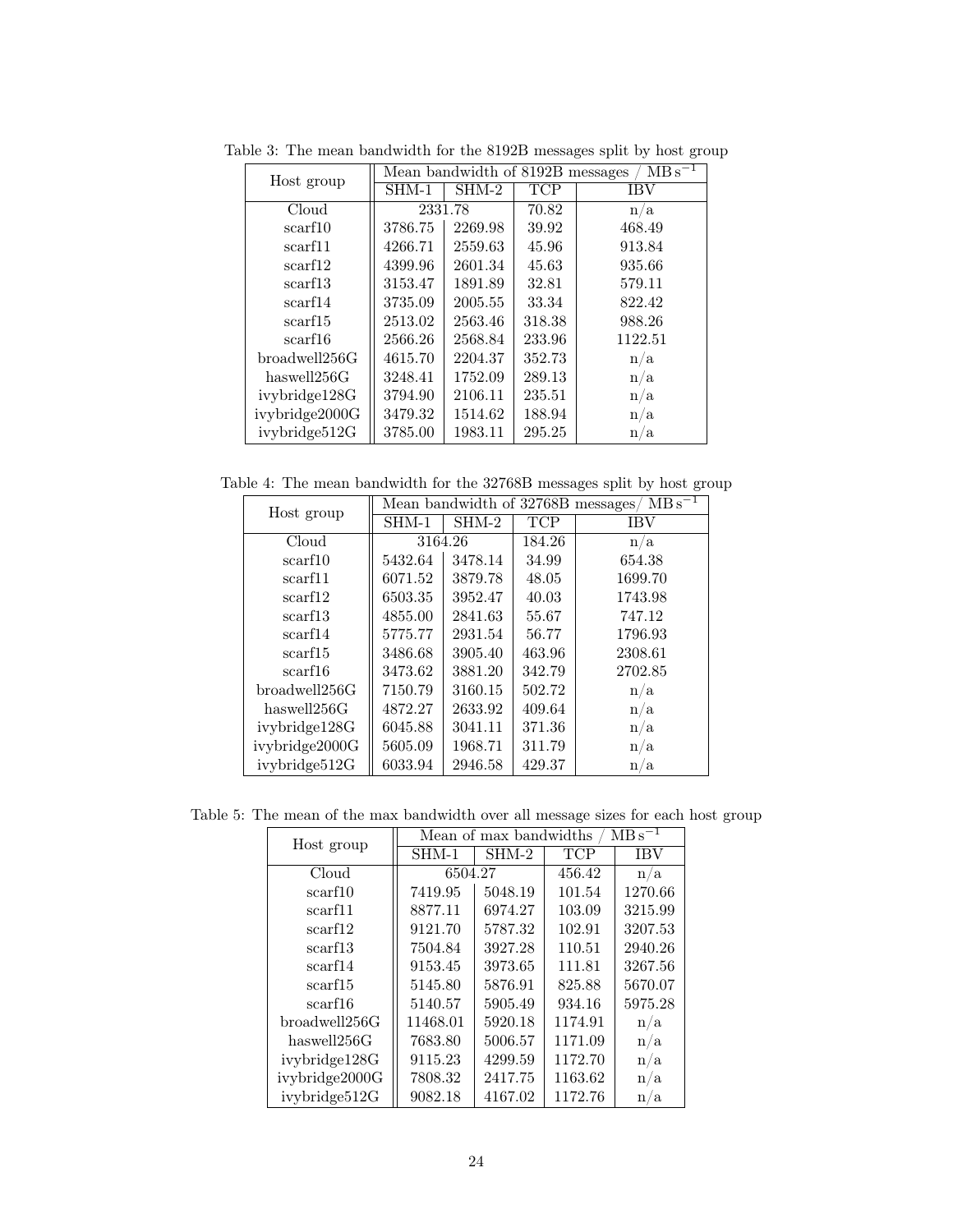Table 3: The mean bandwidth for the 8192B messages split by host group

| Host group | Mean bandwidth of 8192B messages / $\mathrm{MB\,s^{-1}}$ | | | |
|---|---|---|---|---|
| | SHM-1 | SHM-2 | TCP | IBV |
| Cloud | 2331.78 | | 70.82 | n/a |
| scarf10 | 3786.75 | 2269.98 | 39.92 | 468.49 |
| scarf11 | 4266.71 | 2559.63 | 45.96 | 913.84 |
| scarf12 | 4399.96 | 2601.34 | 45.63 | 935.66 |
| scarf13 | 3153.47 | 1891.89 | 32.81 | 579.11 |
| scarf14 | 3735.09 | 2005.55 | 33.34 | 822.42 |
| scarf15 | 2513.02 | 2563.46 | 318.38 | 988.26 |
| scarf16 | 2566.26 | 2568.84 | 233.96 | 1122.51 |
| broadwell256G | 4615.70 | 2204.37 | 352.73 | n/a |
| haswell256G | 3248.41 | 1752.09 | 289.13 | n/a |
| ivybridge128G | 3794.90 | 2106.11 | 235.51 | n/a |
| ivybridge2000G | 3479.32 | 1514.62 | 188.94 | n/a |
| ivybridge512G | 3785.00 | 1983.11 | 295.25 | n/a |

Table 4: The mean bandwidth for the 32768B messages split by host group

| Host group | Mean bandwidth of 32768B messages/ $\mathrm{MB\,s^{-1}}$ | | | |
|---|---|---|---|---|
| | SHM-1 | SHM-2 | TCP | IBV |
| Cloud | 3164.26 | | 184.26 | n/a |
| scarf10 | 5432.64 | 3478.14 | 34.99 | 654.38 |
| scarf11 | 6071.52 | 3879.78 | 48.05 | 1699.70 |
| scarf12 | 6503.35 | 3952.47 | 40.03 | 1743.98 |
| scarf13 | 4855.00 | 2841.63 | 55.67 | 747.12 |
| scarf14 | 5775.77 | 2931.54 | 56.77 | 1796.93 |
| scarf15 | 3486.68 | 3905.40 | 463.96 | 2308.61 |
| scarf16 | 3473.62 | 3881.20 | 342.79 | 2702.85 |
| broadwell256G | 7150.79 | 3160.15 | 502.72 | n/a |
| haswell256G | 4872.27 | 2633.92 | 409.64 | n/a |
| ivybridge128G | 6045.88 | 3041.11 | 371.36 | n/a |
| ivybridge2000G | 5605.09 | 1968.71 | 311.79 | n/a |
| ivybridge512G | 6033.94 | 2946.58 | 429.37 | n/a |

Table 5: The mean of the max bandwidth over all message sizes for each host group

| Host group | Mean of max bandwidths / $\mathrm{MB\,s^{-1}}$ | | | |
|---|---|---|---|---|
| | SHM-1 | SHM-2 | TCP | IBV |
| Cloud | 6504.27 | | 456.42 | n/a |
| scarf10 | 7419.95 | 5048.19 | 101.54 | 1270.66 |
| scarf11 | 8877.11 | 6974.27 | 103.09 | 3215.99 |
| scarf12 | 9121.70 | 5787.32 | 102.91 | 3207.53 |
| scarf13 | 7504.84 | 3927.28 | 110.51 | 2940.26 |
| scarf14 | 9153.45 | 3973.65 | 111.81 | 3267.56 |
| scarf15 | 5145.80 | 5876.91 | 825.88 | 5670.07 |
| scarf16 | 5140.57 | 5905.49 | 934.16 | 5975.28 |
| broadwell256G | 11468.01 | 5920.18 | 1174.91 | n/a |
| haswell256G | 7683.80 | 5006.57 | 1171.09 | n/a |
| ivybridge128G | 9115.23 | 4299.59 | 1172.70 | n/a |
| ivybridge2000G | 7808.32 | 2417.75 | 1163.62 | n/a |
| ivybridge512G | 9082.18 | 4167.02 | 1172.76 | n/a |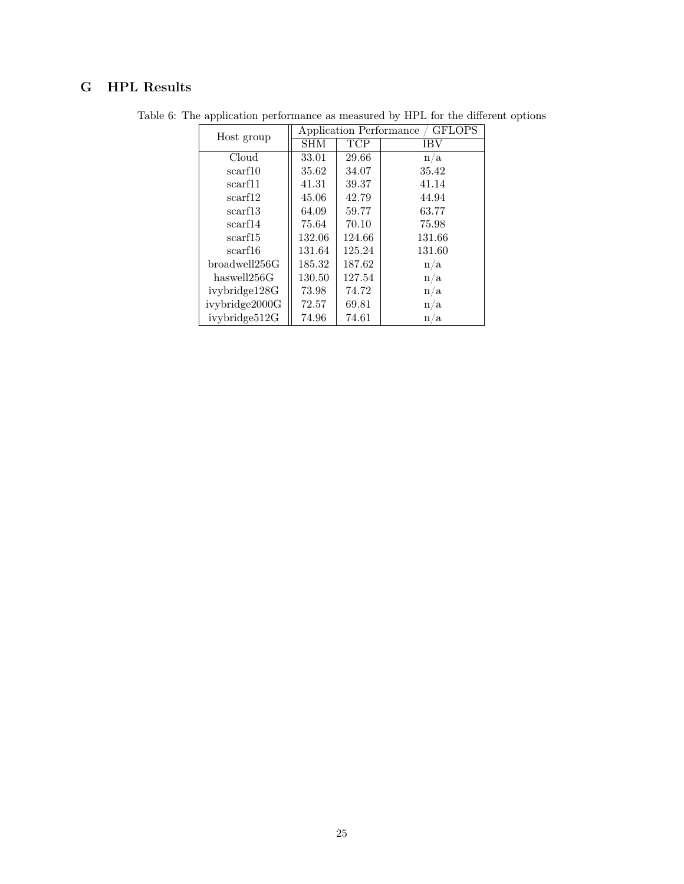## G HPL Results

Table 6: The application performance as measured by HPL for the different options

| Host group | Application Performance / GFLOPS | | |
|---|---|---|---|
| | SHM | TCP | IBV |
| Cloud | 33.01 | 29.66 | n/a |
| scarf10 | 35.62 | 34.07 | 35.42 |
| scarf11 | 41.31 | 39.37 | 41.14 |
| scarf12 | 45.06 | 42.79 | 44.94 |
| scarf13 | 64.09 | 59.77 | 63.77 |
| scarf14 | 75.64 | 70.10 | 75.98 |
| scarf15 | 132.06 | 124.66 | 131.66 |
| scarf16 | 131.64 | 125.24 | 131.60 |
| broadwell256G | 185.32 | 187.62 | n/a |
| haswell256G | 130.50 | 127.54 | n/a |
| ivybridge128G | 73.98 | 74.72 | n/a |
| ivybridge2000G | 72.57 | 69.81 | n/a |
| ivybridge512G | 74.96 | 74.61 | n/a |